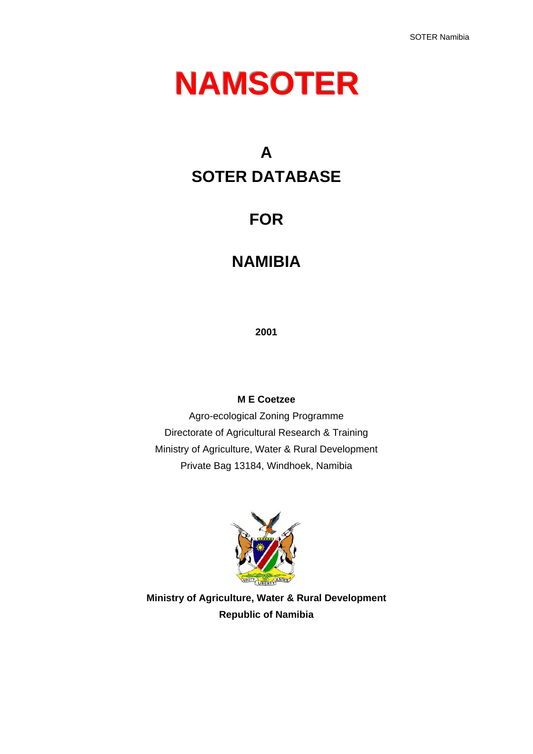# NAMSOTER

## A
## SOTER DATABASE

## FOR

## NAMIBIA

**2001**

**M E Coetzee**

Agro-ecological Zoning Programme

Directorate of Agricultural Research & Training

Ministry of Agriculture, Water & Rural Development

Private Bag 13184, Windhoek, Namibia

**Ministry of Agriculture, Water & Rural Development**

**Republic of Namibia**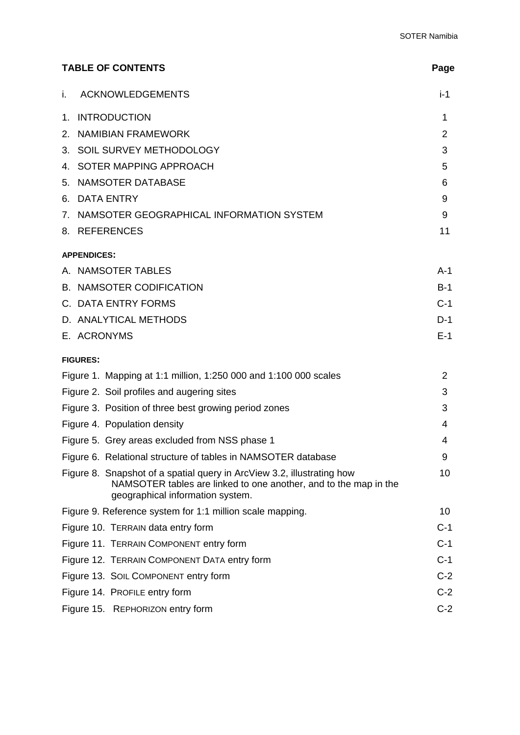## TABLE OF CONTENTS

| | Page |
|---|---|
| i. ACKNOWLEDGEMENTS | i-1 |
| 1. INTRODUCTION | 1 |
| 2. NAMIBIAN FRAMEWORK | 2 |
| 3. SOIL SURVEY METHODOLOGY | 3 |
| 4. SOTER MAPPING APPROACH | 5 |
| 5. NAMSOTER DATABASE | 6 |
| 6. DATA ENTRY | 9 |
| 7. NAMSOTER GEOGRAPHICAL INFORMATION SYSTEM | 9 |
| 8. REFERENCES | 11 |

**APPENDICES:**

| | |
|---|---|
| A. NAMSOTER TABLES | A-1 |
| B. NAMSOTER CODIFICATION | B-1 |
| C. DATA ENTRY FORMS | C-1 |
| D. ANALYTICAL METHODS | D-1 |
| E. ACRONYMS | E-1 |

**FIGURES:**

| | |
|---|---|
| Figure 1. Mapping at 1:1 million, 1:250 000 and 1:100 000 scales | 2 |
| Figure 2. Soil profiles and augering sites | 3 |
| Figure 3. Position of three best growing period zones | 3 |
| Figure 4. Population density | 4 |
| Figure 5. Grey areas excluded from NSS phase 1 | 4 |
| Figure 6. Relational structure of tables in NAMSOTER database | 9 |
| Figure 8. Snapshot of a spatial query in ArcView 3.2, illustrating how NAMSOTER tables are linked to one another, and to the map in the geographical information system. | 10 |
| Figure 9. Reference system for 1:1 million scale mapping. | 10 |
| Figure 10. TERRAIN data entry form | C-1 |
| Figure 11. TERRAIN COMPONENT entry form | C-1 |
| Figure 12. TERRAIN COMPONENT DATA entry form | C-1 |
| Figure 13. SOIL COMPONENT entry form | C-2 |
| Figure 14. PROFILE entry form | C-2 |
| Figure 15. REPHORIZON entry form | C-2 |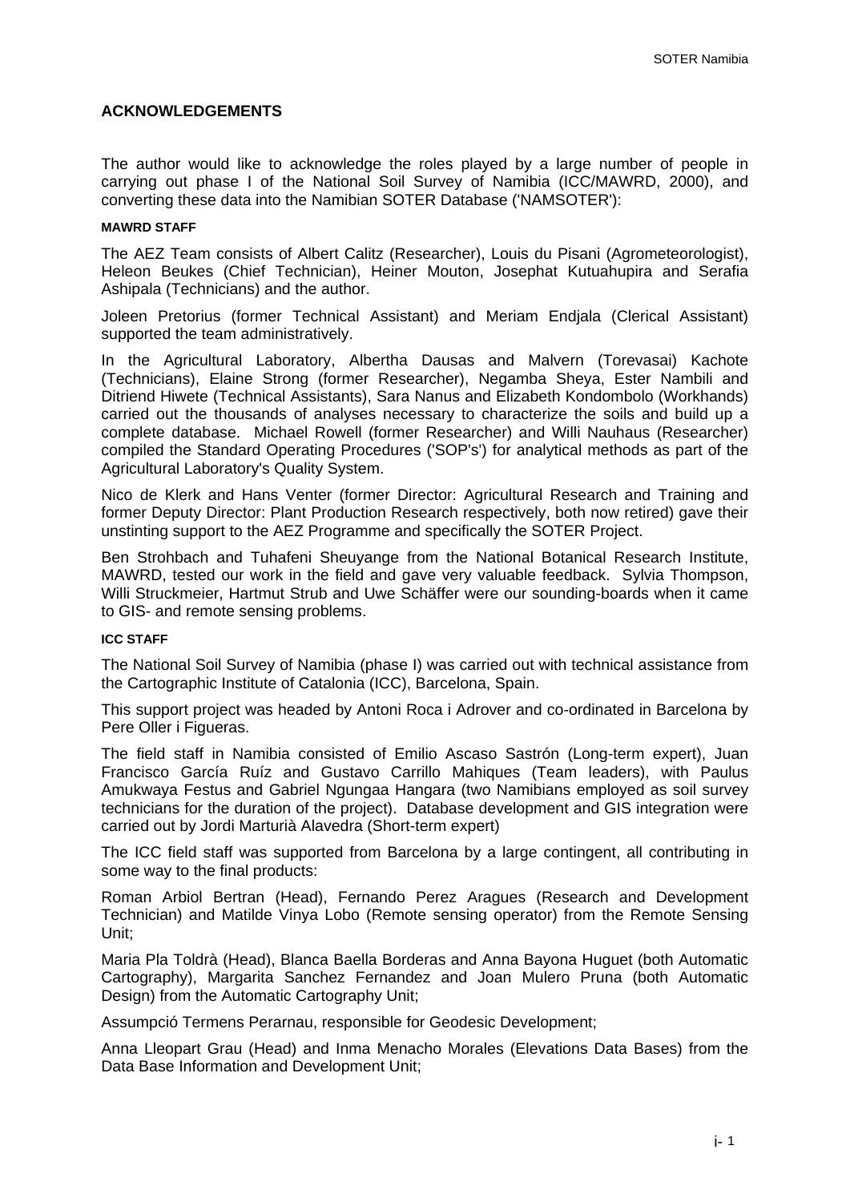## ACKNOWLEDGEMENTS

The author would like to acknowledge the roles played by a large number of people in carrying out phase I of the National Soil Survey of Namibia (ICC/MAWRD, 2000), and converting these data into the Namibian SOTER Database ('NAMSOTER'):

#### MAWRD STAFF

The AEZ Team consists of Albert Calitz (Researcher), Louis du Pisani (Agrometeorologist), Heleon Beukes (Chief Technician), Heiner Mouton, Josephat Kutuahupira and Serafia Ashipala (Technicians) and the author.

Joleen Pretorius (former Technical Assistant) and Meriam Endjala (Clerical Assistant) supported the team administratively.

In the Agricultural Laboratory, Albertha Dausas and Malvern (Torevasai) Kachote (Technicians), Elaine Strong (former Researcher), Negamba Sheya, Ester Nambili and Ditriend Hiwete (Technical Assistants), Sara Nanus and Elizabeth Kondombolo (Workhands) carried out the thousands of analyses necessary to characterize the soils and build up a complete database. Michael Rowell (former Researcher) and Willi Nauhaus (Researcher) compiled the Standard Operating Procedures ('SOP's') for analytical methods as part of the Agricultural Laboratory's Quality System.

Nico de Klerk and Hans Venter (former Director: Agricultural Research and Training and former Deputy Director: Plant Production Research respectively, both now retired) gave their unstinting support to the AEZ Programme and specifically the SOTER Project.

Ben Strohbach and Tuhafeni Sheuyange from the National Botanical Research Institute, MAWRD, tested our work in the field and gave very valuable feedback. Sylvia Thompson, Willi Struckmeier, Hartmut Strub and Uwe Schäffer were our sounding-boards when it came to GIS- and remote sensing problems.

#### ICC STAFF

The National Soil Survey of Namibia (phase I) was carried out with technical assistance from the Cartographic Institute of Catalonia (ICC), Barcelona, Spain.

This support project was headed by Antoni Roca i Adrover and co-ordinated in Barcelona by Pere Oller i Figueras.

The field staff in Namibia consisted of Emilio Ascaso Sastrón (Long-term expert), Juan Francisco García Ruíz and Gustavo Carrillo Mahiques (Team leaders), with Paulus Amukwaya Festus and Gabriel Ngungaa Hangara (two Namibians employed as soil survey technicians for the duration of the project). Database development and GIS integration were carried out by Jordi Marturià Alavedra (Short-term expert)

The ICC field staff was supported from Barcelona by a large contingent, all contributing in some way to the final products:

Roman Arbiol Bertran (Head), Fernando Perez Aragues (Research and Development Technician) and Matilde Vinya Lobo (Remote sensing operator) from the Remote Sensing Unit;

Maria Pla Toldrà (Head), Blanca Baella Borderas and Anna Bayona Huguet (both Automatic Cartography), Margarita Sanchez Fernandez and Joan Mulero Pruna (both Automatic Design) from the Automatic Cartography Unit;

Assumpció Termens Perarnau, responsible for Geodesic Development;

Anna Lleopart Grau (Head) and Inma Menacho Morales (Elevations Data Bases) from the Data Base Information and Development Unit;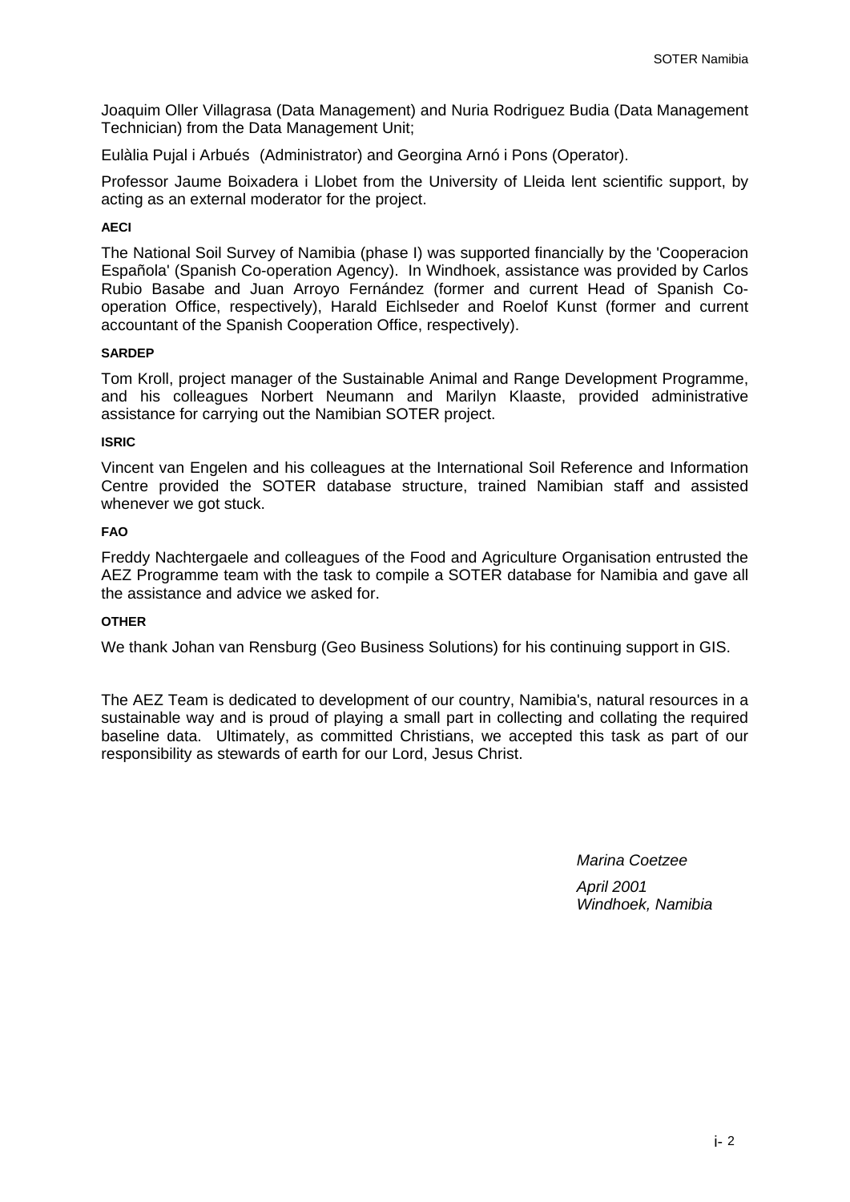Joaquim Oller Villagrasa (Data Management) and Nuria Rodriguez Budia (Data Management Technician) from the Data Management Unit;

Eulàlia Pujal i Arbués (Administrator) and Georgina Arnó i Pons (Operator).

Professor Jaume Boixadera i Llobet from the University of Lleida lent scientific support, by acting as an external moderator for the project.

#### AECI

The National Soil Survey of Namibia (phase I) was supported financially by the 'Cooperacion Española' (Spanish Co-operation Agency). In Windhoek, assistance was provided by Carlos Rubio Basabe and Juan Arroyo Fernández (former and current Head of Spanish Co-operation Office, respectively), Harald Eichlseder and Roelof Kunst (former and current accountant of the Spanish Cooperation Office, respectively).

#### SARDEP

Tom Kroll, project manager of the Sustainable Animal and Range Development Programme, and his colleagues Norbert Neumann and Marilyn Klaaste, provided administrative assistance for carrying out the Namibian SOTER project.

#### ISRIC

Vincent van Engelen and his colleagues at the International Soil Reference and Information Centre provided the SOTER database structure, trained Namibian staff and assisted whenever we got stuck.

#### FAO

Freddy Nachtergaele and colleagues of the Food and Agriculture Organisation entrusted the AEZ Programme team with the task to compile a SOTER database for Namibia and gave all the assistance and advice we asked for.

#### OTHER

We thank Johan van Rensburg (Geo Business Solutions) for his continuing support in GIS.

The AEZ Team is dedicated to development of our country, Namibia's, natural resources in a sustainable way and is proud of playing a small part in collecting and collating the required baseline data. Ultimately, as committed Christians, we accepted this task as part of our responsibility as stewards of earth for our Lord, Jesus Christ.

*Marina Coetzee*

*April 2001*
*Windhoek, Namibia*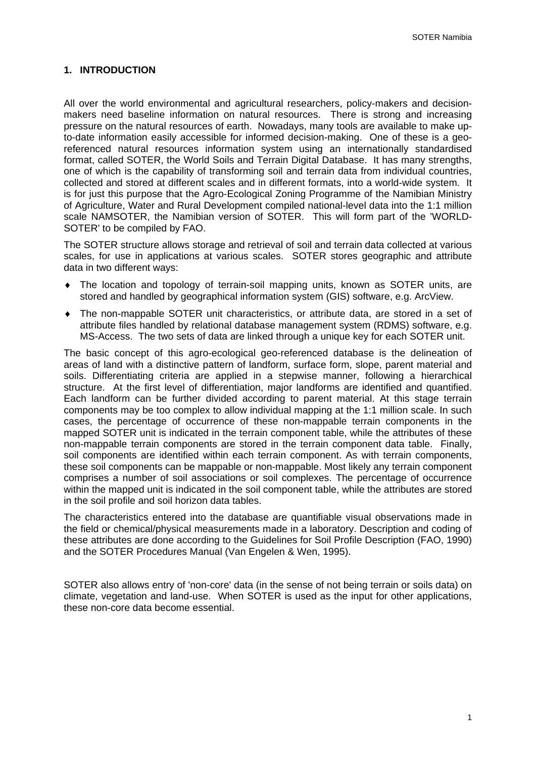# 1. INTRODUCTION

All over the world environmental and agricultural researchers, policy-makers and decision-makers need baseline information on natural resources. There is strong and increasing pressure on the natural resources of earth. Nowadays, many tools are available to make up-to-date information easily accessible for informed decision-making. One of these is a geo-referenced natural resources information system using an internationally standardised format, called SOTER, the World Soils and Terrain Digital Database. It has many strengths, one of which is the capability of transforming soil and terrain data from individual countries, collected and stored at different scales and in different formats, into a world-wide system. It is for just this purpose that the Agro-Ecological Zoning Programme of the Namibian Ministry of Agriculture, Water and Rural Development compiled national-level data into the 1:1 million scale NAMSOTER, the Namibian version of SOTER. This will form part of the 'WORLD-SOTER' to be compiled by FAO.

The SOTER structure allows storage and retrieval of soil and terrain data collected at various scales, for use in applications at various scales. SOTER stores geographic and attribute data in two different ways:

- The location and topology of terrain-soil mapping units, known as SOTER units, are stored and handled by geographical information system (GIS) software, e.g. ArcView.
- The non-mappable SOTER unit characteristics, or attribute data, are stored in a set of attribute files handled by relational database management system (RDMS) software, e.g. MS-Access. The two sets of data are linked through a unique key for each SOTER unit.

The basic concept of this agro-ecological geo-referenced database is the delineation of areas of land with a distinctive pattern of landform, surface form, slope, parent material and soils. Differentiating criteria are applied in a stepwise manner, following a hierarchical structure. At the first level of differentiation, major landforms are identified and quantified. Each landform can be further divided according to parent material. At this stage terrain components may be too complex to allow individual mapping at the 1:1 million scale. In such cases, the percentage of occurrence of these non-mappable terrain components in the mapped SOTER unit is indicated in the terrain component table, while the attributes of these non-mappable terrain components are stored in the terrain component data table. Finally, soil components are identified within each terrain component. As with terrain components, these soil components can be mappable or non-mappable. Most likely any terrain component comprises a number of soil associations or soil complexes. The percentage of occurrence within the mapped unit is indicated in the soil component table, while the attributes are stored in the soil profile and soil horizon data tables.

The characteristics entered into the database are quantifiable visual observations made in the field or chemical/physical measurements made in a laboratory. Description and coding of these attributes are done according to the Guidelines for Soil Profile Description (FAO, 1990) and the SOTER Procedures Manual (Van Engelen & Wen, 1995).

SOTER also allows entry of 'non-core' data (in the sense of not being terrain or soils data) on climate, vegetation and land-use. When SOTER is used as the input for other applications, these non-core data become essential.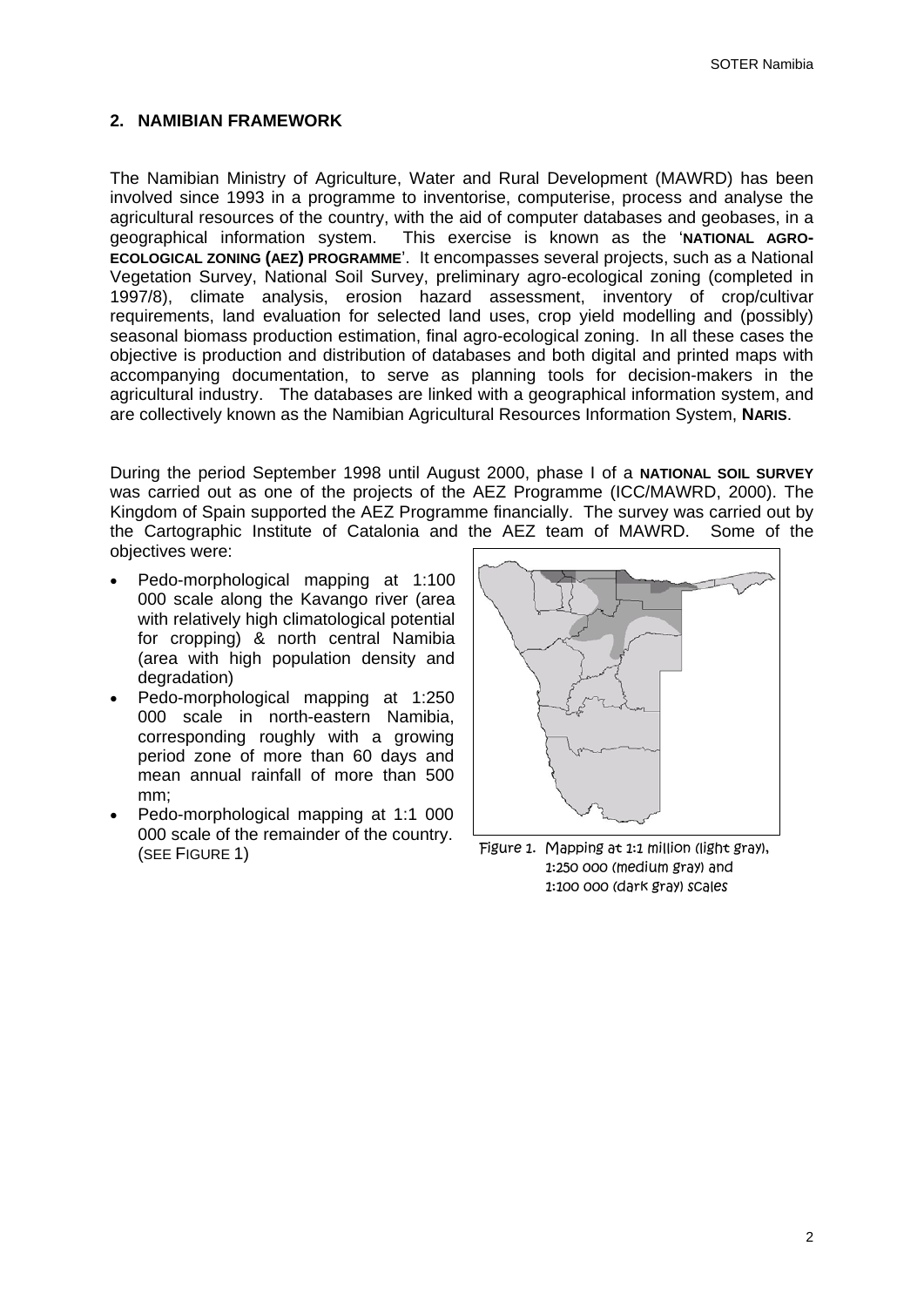## 2. NAMIBIAN FRAMEWORK

The Namibian Ministry of Agriculture, Water and Rural Development (MAWRD) has been involved since 1993 in a programme to inventorise, computerise, process and analyse the agricultural resources of the country, with the aid of computer databases and geobases, in a geographical information system. This exercise is known as the '**NATIONAL AGRO-ECOLOGICAL ZONING (AEZ) PROGRAMME**'. It encompasses several projects, such as a National Vegetation Survey, National Soil Survey, preliminary agro-ecological zoning (completed in 1997/8), climate analysis, erosion hazard assessment, inventory of crop/cultivar requirements, land evaluation for selected land uses, crop yield modelling and (possibly) seasonal biomass production estimation, final agro-ecological zoning. In all these cases the objective is production and distribution of databases and both digital and printed maps with accompanying documentation, to serve as planning tools for decision-makers in the agricultural industry. The databases are linked with a geographical information system, and are collectively known as the Namibian Agricultural Resources Information System, **NARIS**.

During the period September 1998 until August 2000, phase I of a **NATIONAL SOIL SURVEY** was carried out as one of the projects of the AEZ Programme (ICC/MAWRD, 2000). The Kingdom of Spain supported the AEZ Programme financially. The survey was carried out by the Cartographic Institute of Catalonia and the AEZ team of MAWRD. Some of the objectives were:

- Pedo-morphological mapping at 1:100 000 scale along the Kavango river (area with relatively high climatological potential for cropping) & north central Namibia (area with high population density and degradation)
- Pedo-morphological mapping at 1:250 000 scale in north-eastern Namibia, corresponding roughly with a growing period zone of more than 60 days and mean annual rainfall of more than 500 mm;
- Pedo-morphological mapping at 1:1 000 000 scale of the remainder of the country. (SEE FIGURE 1)

Figure 1. Mapping at 1:1 million (light gray), 1:250 000 (medium gray) and 1:100 000 (dark gray) scales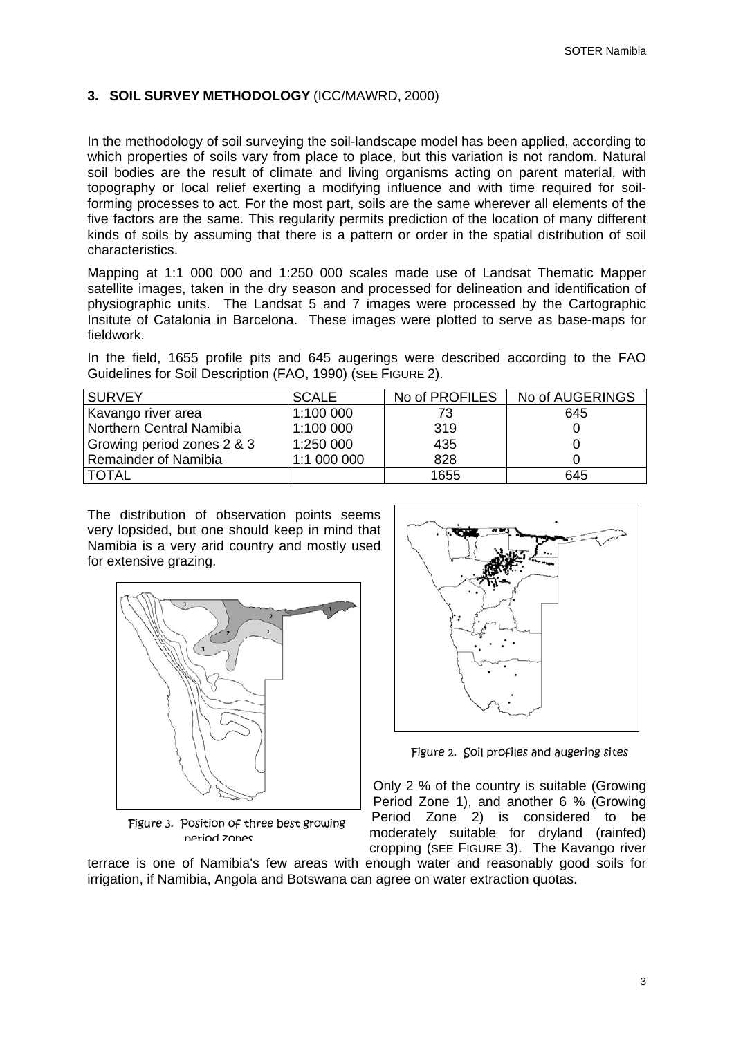## 3. SOIL SURVEY METHODOLOGY (ICC/MAWRD, 2000)

In the methodology of soil surveying the soil-landscape model has been applied, according to which properties of soils vary from place to place, but this variation is not random. Natural soil bodies are the result of climate and living organisms acting on parent material, with topography or local relief exerting a modifying influence and with time required for soil-forming processes to act. For the most part, soils are the same wherever all elements of the five factors are the same. This regularity permits prediction of the location of many different kinds of soils by assuming that there is a pattern or order in the spatial distribution of soil characteristics.

Mapping at 1:1 000 000 and 1:250 000 scales made use of Landsat Thematic Mapper satellite images, taken in the dry season and processed for delineation and identification of physiographic units. The Landsat 5 and 7 images were processed by the Cartographic Insitute of Catalonia in Barcelona. These images were plotted to serve as base-maps for fieldwork.

In the field, 1655 profile pits and 645 augerings were described according to the FAO Guidelines for Soil Description (FAO, 1990) (SEE FIGURE 2).

| SURVEY | SCALE | No of PROFILES | No of AUGERINGS |
|---|---|---|---|
| Kavango river area | 1:100 000 | 73 | 645 |
| Northern Central Namibia | 1:100 000 | 319 | 0 |
| Growing period zones 2 & 3 | 1:250 000 | 435 | 0 |
| Remainder of Namibia | 1:1 000 000 | 828 | 0 |
| TOTAL | | 1655 | 645 |

The distribution of observation points seems very lopsided, but one should keep in mind that Namibia is a very arid country and mostly used for extensive grazing.

Figure 2. Soil profiles and augering sites

Figure 3. Position of three best growing period zones

Only 2 % of the country is suitable (Growing Period Zone 1), and another 6 % (Growing Period Zone 2) is considered to be moderately suitable for dryland (rainfed) cropping (SEE FIGURE 3). The Kavango river terrace is one of Namibia's few areas with enough water and reasonably good soils for irrigation, if Namibia, Angola and Botswana can agree on water extraction quotas.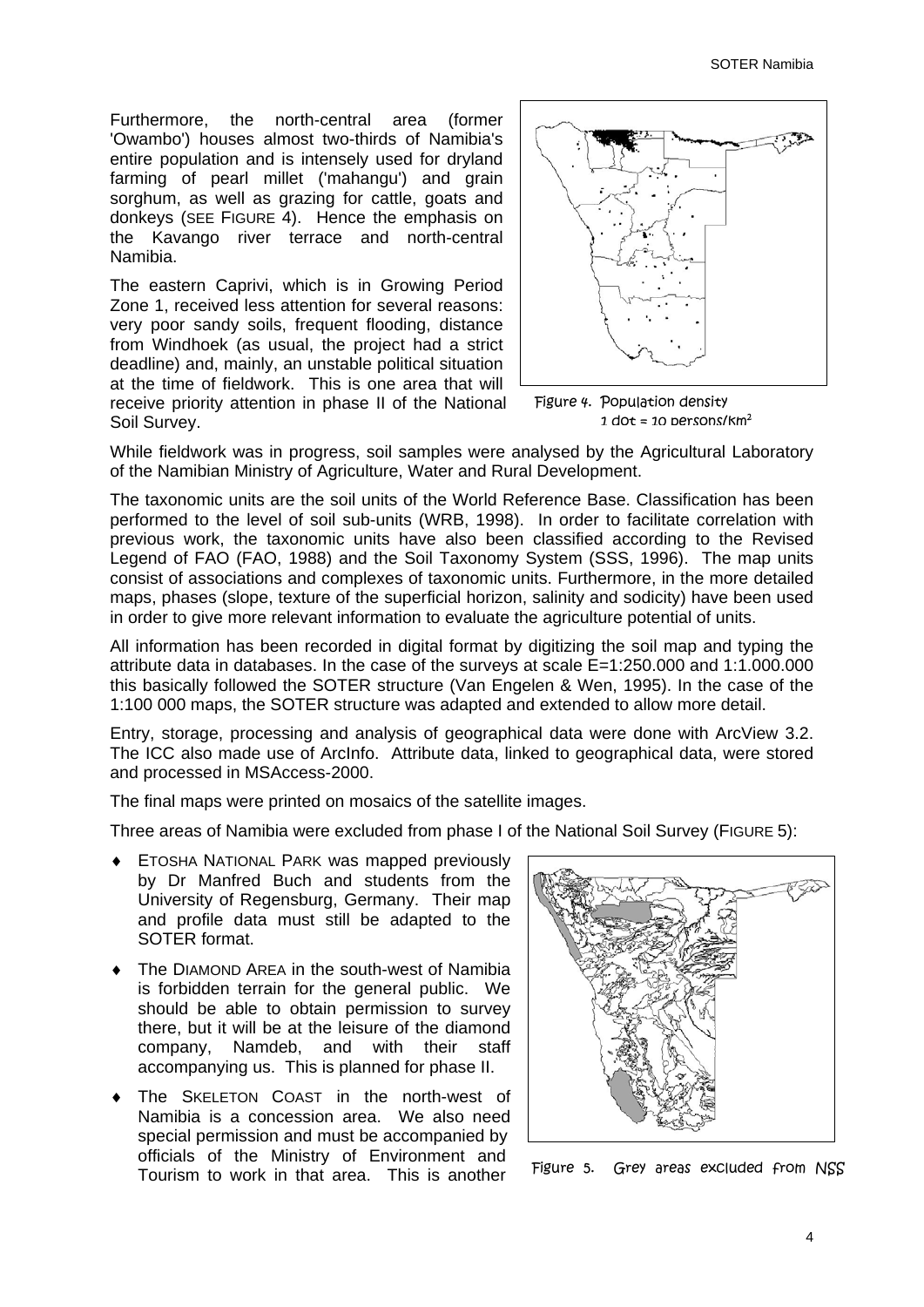Furthermore, the north-central area (former 'Owambo') houses almost two-thirds of Namibia's entire population and is intensely used for dryland farming of pearl millet ('mahangu') and grain sorghum, as well as grazing for cattle, goats and donkeys (SEE FIGURE 4). Hence the emphasis on the Kavango river terrace and north-central Namibia.

The eastern Caprivi, which is in Growing Period Zone 1, received less attention for several reasons: very poor sandy soils, frequent flooding, distance from Windhoek (as usual, the project had a strict deadline) and, mainly, an unstable political situation at the time of fieldwork. This is one area that will receive priority attention in phase II of the National Soil Survey.

Figure 4. Population density
1 dot = 10 persons/km$^2$

While fieldwork was in progress, soil samples were analysed by the Agricultural Laboratory of the Namibian Ministry of Agriculture, Water and Rural Development.

The taxonomic units are the soil units of the World Reference Base. Classification has been performed to the level of soil sub-units (WRB, 1998). In order to facilitate correlation with previous work, the taxonomic units have also been classified according to the Revised Legend of FAO (FAO, 1988) and the Soil Taxonomy System (SSS, 1996). The map units consist of associations and complexes of taxonomic units. Furthermore, in the more detailed maps, phases (slope, texture of the superficial horizon, salinity and sodicity) have been used in order to give more relevant information to evaluate the agriculture potential of units.

All information has been recorded in digital format by digitizing the soil map and typing the attribute data in databases. In the case of the surveys at scale E=1:250.000 and 1:1.000.000 this basically followed the SOTER structure (Van Engelen & Wen, 1995). In the case of the 1:100 000 maps, the SOTER structure was adapted and extended to allow more detail.

Entry, storage, processing and analysis of geographical data were done with ArcView 3.2. The ICC also made use of ArcInfo. Attribute data, linked to geographical data, were stored and processed in MSAccess-2000.

The final maps were printed on mosaics of the satellite images.

Three areas of Namibia were excluded from phase I of the National Soil Survey (FIGURE 5):

- ETOSHA NATIONAL PARK was mapped previously by Dr Manfred Buch and students from the University of Regensburg, Germany. Their map and profile data must still be adapted to the SOTER format.
- The DIAMOND AREA in the south-west of Namibia is forbidden terrain for the general public. We should be able to obtain permission to survey there, but it will be at the leisure of the diamond company, Namdeb, and with their staff accompanying us. This is planned for phase II.
- The SKELETON COAST in the north-west of Namibia is a concession area. We also need special permission and must be accompanied by officials of the Ministry of Environment and Tourism to work in that area. This is another

Figure 5. Grey areas excluded from NSS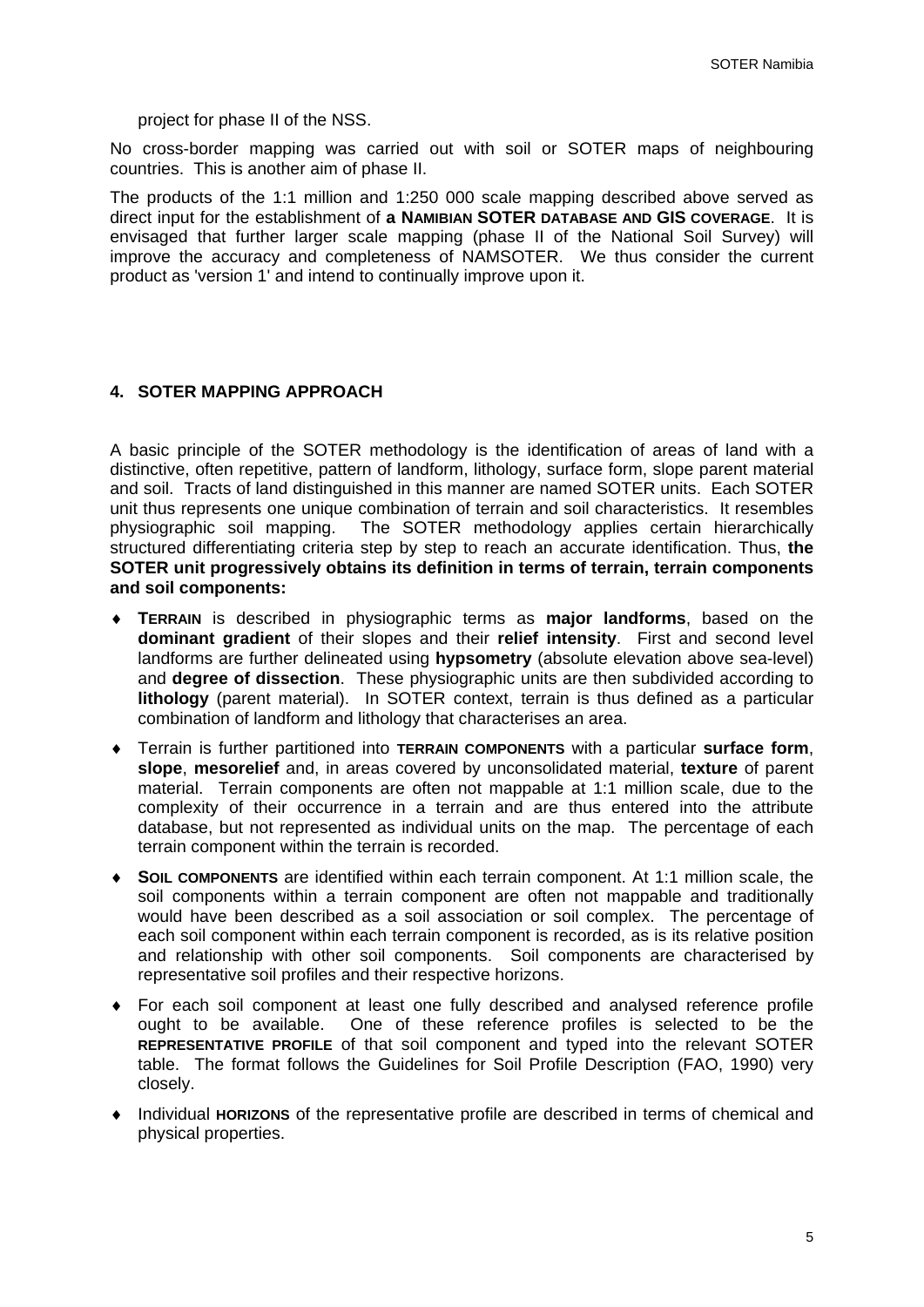project for phase II of the NSS.

No cross-border mapping was carried out with soil or SOTER maps of neighbouring countries. This is another aim of phase II.

The products of the 1:1 million and 1:250 000 scale mapping described above served as direct input for the establishment of **a NAMIBIAN SOTER DATABASE AND GIS COVERAGE**. It is envisaged that further larger scale mapping (phase II of the National Soil Survey) will improve the accuracy and completeness of NAMSOTER. We thus consider the current product as 'version 1' and intend to continually improve upon it.

## 4. SOTER MAPPING APPROACH

A basic principle of the SOTER methodology is the identification of areas of land with a distinctive, often repetitive, pattern of landform, lithology, surface form, slope parent material and soil. Tracts of land distinguished in this manner are named SOTER units. Each SOTER unit thus represents one unique combination of terrain and soil characteristics. It resembles physiographic soil mapping. The SOTER methodology applies certain hierarchically structured differentiating criteria step by step to reach an accurate identification. Thus, **the SOTER unit progressively obtains its definition in terms of terrain, terrain components and soil components:**

- **TERRAIN** is described in physiographic terms as **major landforms**, based on the **dominant gradient** of their slopes and their **relief intensity**. First and second level landforms are further delineated using **hypsometry** (absolute elevation above sea-level) and **degree of dissection**. These physiographic units are then subdivided according to **lithology** (parent material). In SOTER context, terrain is thus defined as a particular combination of landform and lithology that characterises an area.
- Terrain is further partitioned into **TERRAIN COMPONENTS** with a particular **surface form**, **slope**, **mesorelief** and, in areas covered by unconsolidated material, **texture** of parent material. Terrain components are often not mappable at 1:1 million scale, due to the complexity of their occurrence in a terrain and are thus entered into the attribute database, but not represented as individual units on the map. The percentage of each terrain component within the terrain is recorded.
- **SOIL COMPONENTS** are identified within each terrain component. At 1:1 million scale, the soil components within a terrain component are often not mappable and traditionally would have been described as a soil association or soil complex. The percentage of each soil component within each terrain component is recorded, as is its relative position and relationship with other soil components. Soil components are characterised by representative soil profiles and their respective horizons.
- For each soil component at least one fully described and analysed reference profile ought to be available. One of these reference profiles is selected to be the **REPRESENTATIVE PROFILE** of that soil component and typed into the relevant SOTER table. The format follows the Guidelines for Soil Profile Description (FAO, 1990) very closely.
- Individual **HORIZONS** of the representative profile are described in terms of chemical and physical properties.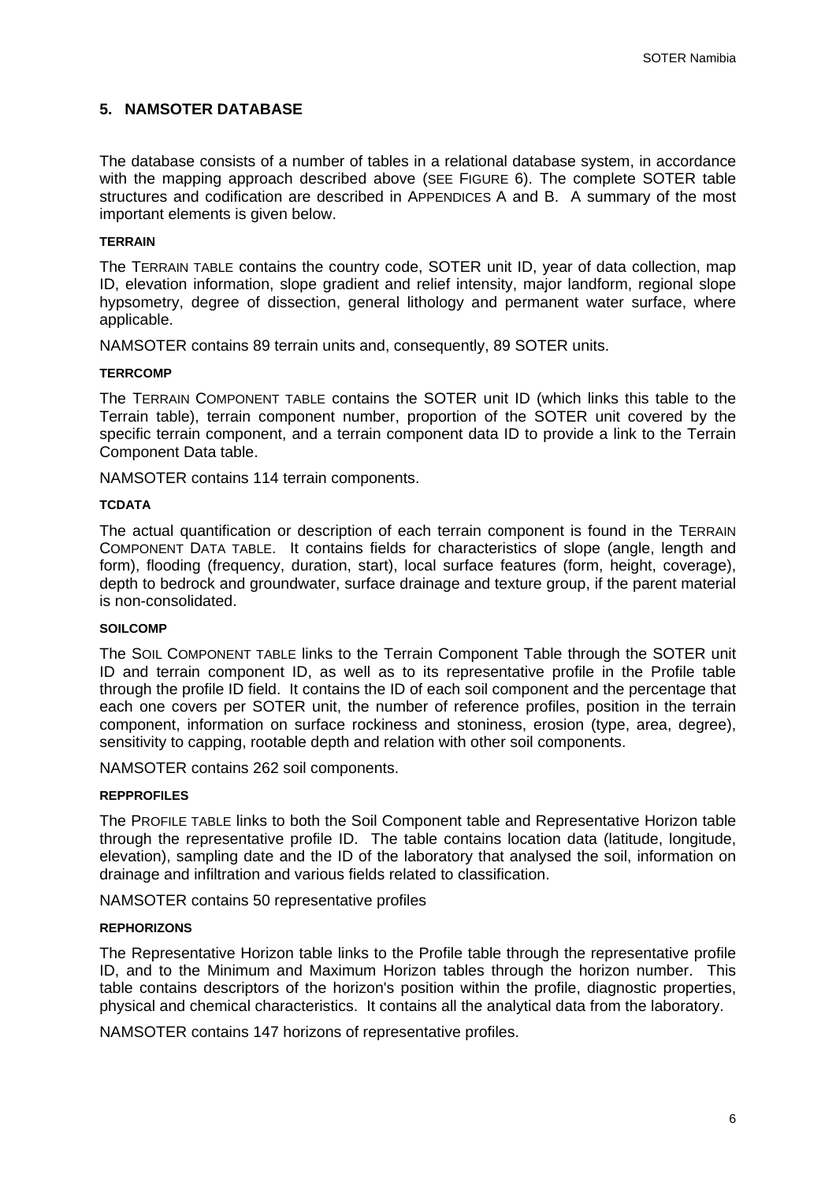## 5. NAMSOTER DATABASE

The database consists of a number of tables in a relational database system, in accordance with the mapping approach described above (SEE FIGURE 6). The complete SOTER table structures and codification are described in APPENDICES A and B. A summary of the most important elements is given below.

#### TERRAIN

The TERRAIN TABLE contains the country code, SOTER unit ID, year of data collection, map ID, elevation information, slope gradient and relief intensity, major landform, regional slope hypsometry, degree of dissection, general lithology and permanent water surface, where applicable.

NAMSOTER contains 89 terrain units and, consequently, 89 SOTER units.

#### TERRCOMP

The TERRAIN COMPONENT TABLE contains the SOTER unit ID (which links this table to the Terrain table), terrain component number, proportion of the SOTER unit covered by the specific terrain component, and a terrain component data ID to provide a link to the Terrain Component Data table.

NAMSOTER contains 114 terrain components.

#### TCDATA

The actual quantification or description of each terrain component is found in the TERRAIN COMPONENT DATA TABLE. It contains fields for characteristics of slope (angle, length and form), flooding (frequency, duration, start), local surface features (form, height, coverage), depth to bedrock and groundwater, surface drainage and texture group, if the parent material is non-consolidated.

#### SOILCOMP

The SOIL COMPONENT TABLE links to the Terrain Component Table through the SOTER unit ID and terrain component ID, as well as to its representative profile in the Profile table through the profile ID field. It contains the ID of each soil component and the percentage that each one covers per SOTER unit, the number of reference profiles, position in the terrain component, information on surface rockiness and stoniness, erosion (type, area, degree), sensitivity to capping, rootable depth and relation with other soil components.

NAMSOTER contains 262 soil components.

#### REPPROFILES

The PROFILE TABLE links to both the Soil Component table and Representative Horizon table through the representative profile ID. The table contains location data (latitude, longitude, elevation), sampling date and the ID of the laboratory that analysed the soil, information on drainage and infiltration and various fields related to classification.

NAMSOTER contains 50 representative profiles

#### REPHORIZONS

The Representative Horizon table links to the Profile table through the representative profile ID, and to the Minimum and Maximum Horizon tables through the horizon number. This table contains descriptors of the horizon's position within the profile, diagnostic properties, physical and chemical characteristics. It contains all the analytical data from the laboratory.

NAMSOTER contains 147 horizons of representative profiles.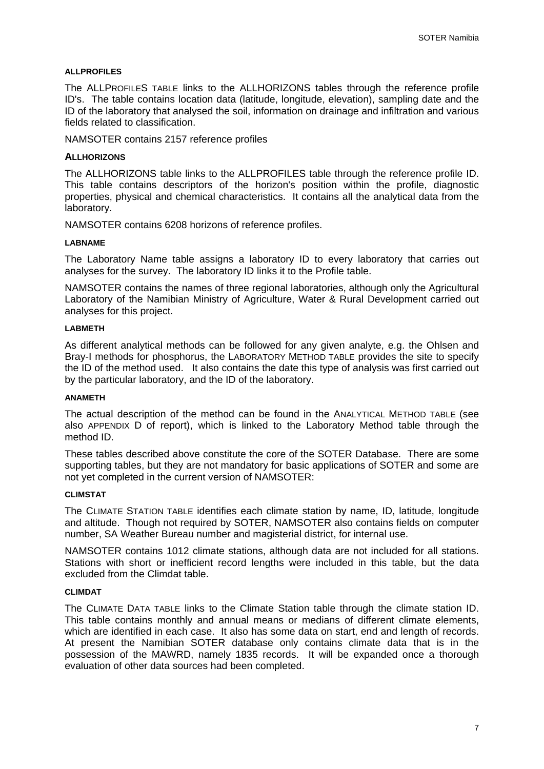#### ALLPROFILES

The ALLPROFILES TABLE links to the ALLHORIZONS tables through the reference profile ID's. The table contains location data (latitude, longitude, elevation), sampling date and the ID of the laboratory that analysed the soil, information on drainage and infiltration and various fields related to classification.

NAMSOTER contains 2157 reference profiles

#### ALLHORIZONS

The ALLHORIZONS table links to the ALLPROFILES table through the reference profile ID. This table contains descriptors of the horizon's position within the profile, diagnostic properties, physical and chemical characteristics. It contains all the analytical data from the laboratory.

NAMSOTER contains 6208 horizons of reference profiles.

#### LABNAME

The Laboratory Name table assigns a laboratory ID to every laboratory that carries out analyses for the survey. The laboratory ID links it to the Profile table.

NAMSOTER contains the names of three regional laboratories, although only the Agricultural Laboratory of the Namibian Ministry of Agriculture, Water & Rural Development carried out analyses for this project.

#### LABMETH

As different analytical methods can be followed for any given analyte, e.g. the Ohlsen and Bray-I methods for phosphorus, the LABORATORY METHOD TABLE provides the site to specify the ID of the method used. It also contains the date this type of analysis was first carried out by the particular laboratory, and the ID of the laboratory.

#### ANAMETH

The actual description of the method can be found in the ANALYTICAL METHOD TABLE (see also APPENDIX D of report), which is linked to the Laboratory Method table through the method ID.

These tables described above constitute the core of the SOTER Database. There are some supporting tables, but they are not mandatory for basic applications of SOTER and some are not yet completed in the current version of NAMSOTER:

#### CLIMSTAT

The CLIMATE STATION TABLE identifies each climate station by name, ID, latitude, longitude and altitude. Though not required by SOTER, NAMSOTER also contains fields on computer number, SA Weather Bureau number and magisterial district, for internal use.

NAMSOTER contains 1012 climate stations, although data are not included for all stations. Stations with short or inefficient record lengths were included in this table, but the data excluded from the Climdat table.

#### CLIMDAT

The CLIMATE DATA TABLE links to the Climate Station table through the climate station ID. This table contains monthly and annual means or medians of different climate elements, which are identified in each case. It also has some data on start, end and length of records. At present the Namibian SOTER database only contains climate data that is in the possession of the MAWRD, namely 1835 records. It will be expanded once a thorough evaluation of other data sources had been completed.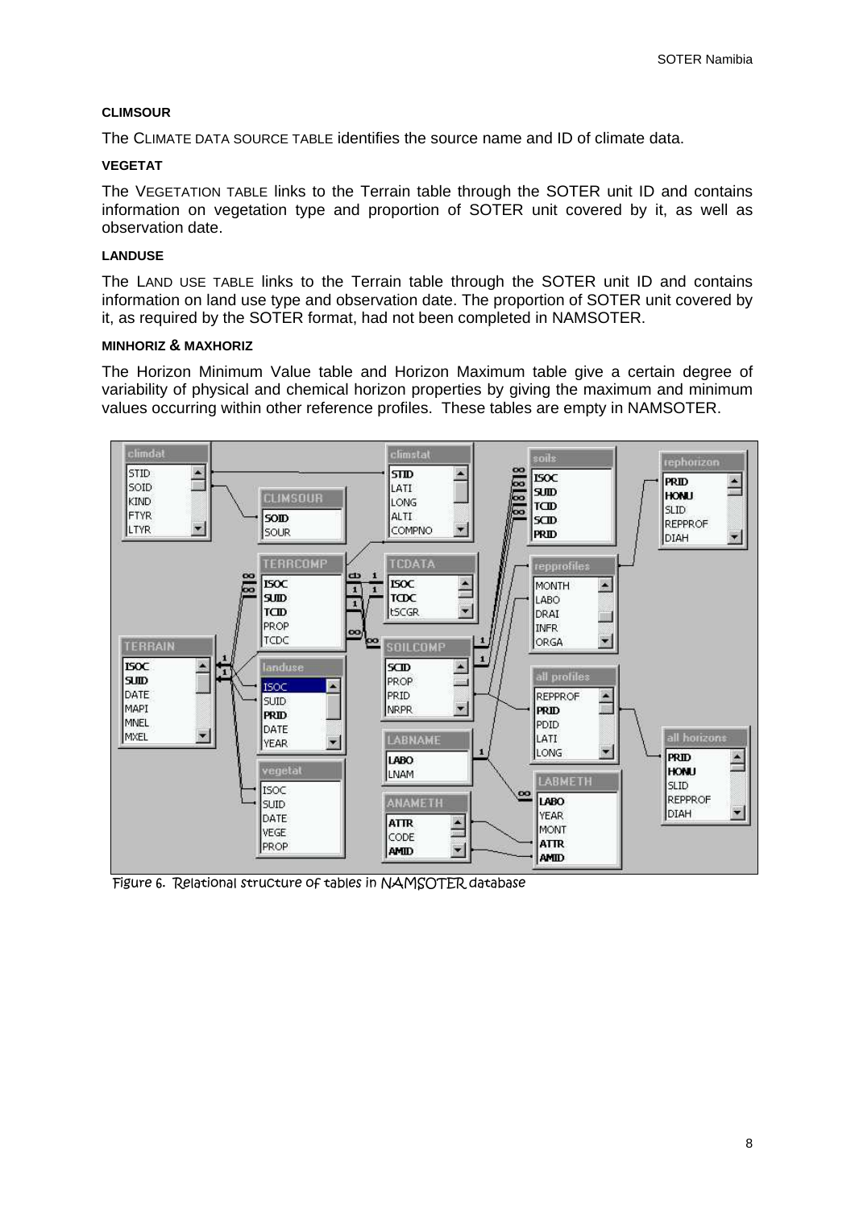#### CLIMSOUR

The CLIMATE DATA SOURCE TABLE identifies the source name and ID of climate data.

#### VEGETAT

The VEGETATION TABLE links to the Terrain table through the SOTER unit ID and contains information on vegetation type and proportion of SOTER unit covered by it, as well as observation date.

#### LANDUSE

The LAND USE TABLE links to the Terrain table through the SOTER unit ID and contains information on land use type and observation date. The proportion of SOTER unit covered by it, as required by the SOTER format, had not been completed in NAMSOTER.

#### MINHORIZ & MAXHORIZ

The Horizon Minimum Value table and Horizon Maximum table give a certain degree of variability of physical and chemical horizon properties by giving the maximum and minimum values occurring within other reference profiles. These tables are empty in NAMSOTER.

Figure 6. Relational structure of tables in NAMSOTER database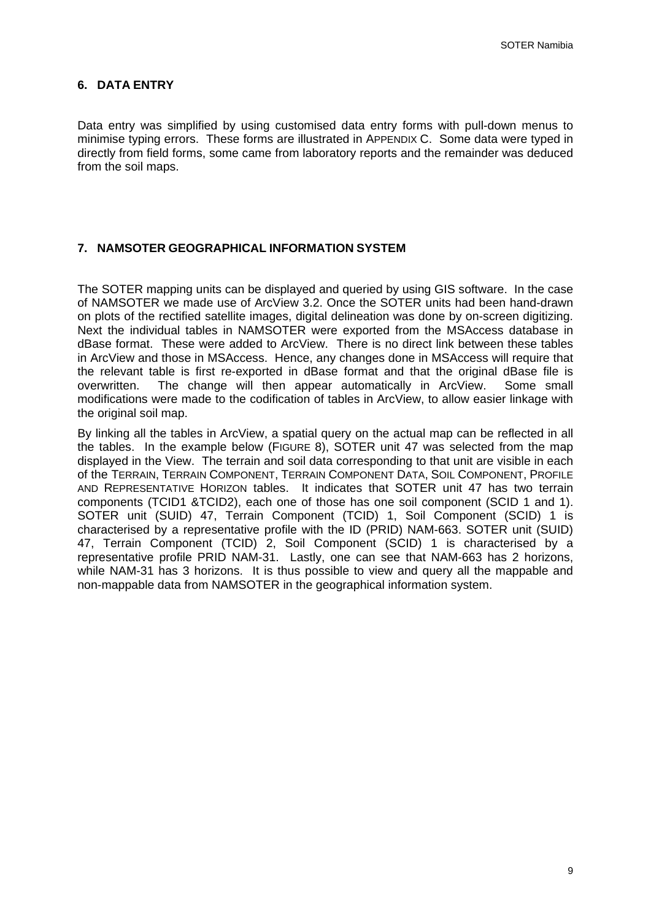## 6. DATA ENTRY

Data entry was simplified by using customised data entry forms with pull-down menus to minimise typing errors. These forms are illustrated in APPENDIX C. Some data were typed in directly from field forms, some came from laboratory reports and the remainder was deduced from the soil maps.

## 7. NAMSOTER GEOGRAPHICAL INFORMATION SYSTEM

The SOTER mapping units can be displayed and queried by using GIS software. In the case of NAMSOTER we made use of ArcView 3.2. Once the SOTER units had been hand-drawn on plots of the rectified satellite images, digital delineation was done by on-screen digitizing. Next the individual tables in NAMSOTER were exported from the MSAccess database in dBase format. These were added to ArcView. There is no direct link between these tables in ArcView and those in MSAccess. Hence, any changes done in MSAccess will require that the relevant table is first re-exported in dBase format and that the original dBase file is overwritten. The change will then appear automatically in ArcView. Some small modifications were made to the codification of tables in ArcView, to allow easier linkage with the original soil map.

By linking all the tables in ArcView, a spatial query on the actual map can be reflected in all the tables. In the example below (FIGURE 8), SOTER unit 47 was selected from the map displayed in the View. The terrain and soil data corresponding to that unit are visible in each of the TERRAIN, TERRAIN COMPONENT, TERRAIN COMPONENT DATA, SOIL COMPONENT, PROFILE AND REPRESENTATIVE HORIZON tables. It indicates that SOTER unit 47 has two terrain components (TCID1 &TCID2), each one of those has one soil component (SCID 1 and 1). SOTER unit (SUID) 47, Terrain Component (TCID) 1, Soil Component (SCID) 1 is characterised by a representative profile with the ID (PRID) NAM-663. SOTER unit (SUID) 47, Terrain Component (TCID) 2, Soil Component (SCID) 1 is characterised by a representative profile PRID NAM-31. Lastly, one can see that NAM-663 has 2 horizons, while NAM-31 has 3 horizons. It is thus possible to view and query all the mappable and non-mappable data from NAMSOTER in the geographical information system.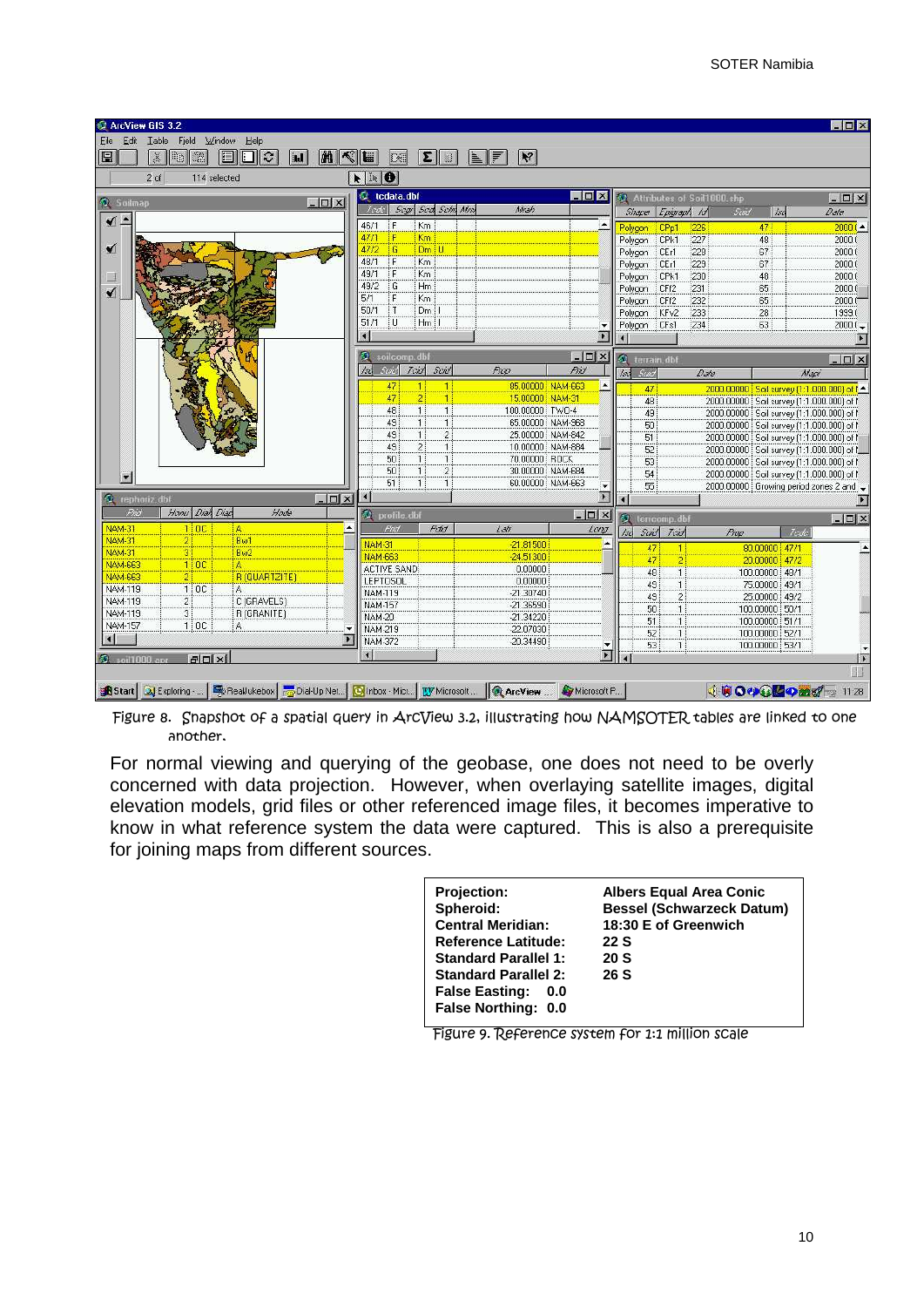Figure 8. Snapshot of a spatial query in ArcView 3.2, illustrating how NAMSOTER tables are linked to one another.

For normal viewing and querying of the geobase, one does not need to be overly concerned with data projection. However, when overlaying satellite images, digital elevation models, grid files or other referenced image files, it becomes imperative to know in what reference system the data were captured. This is also a prerequisite for joining maps from different sources.

| | |
|---|---|
| **Projection:** | **Albers Equal Area Conic** |
| **Spheroid:** | **Bessel (Schwarzeck Datum)** |
| **Central Meridian:** | **18:30 E of Greenwich** |
| **Reference Latitude:** | **22 S** |
| **Standard Parallel 1:** | **20 S** |
| **Standard Parallel 2:** | **26 S** |
| **False Easting: 0.0** | |
| **False Northing: 0.0** | |

Figure 9. Reference system for 1:1 million scale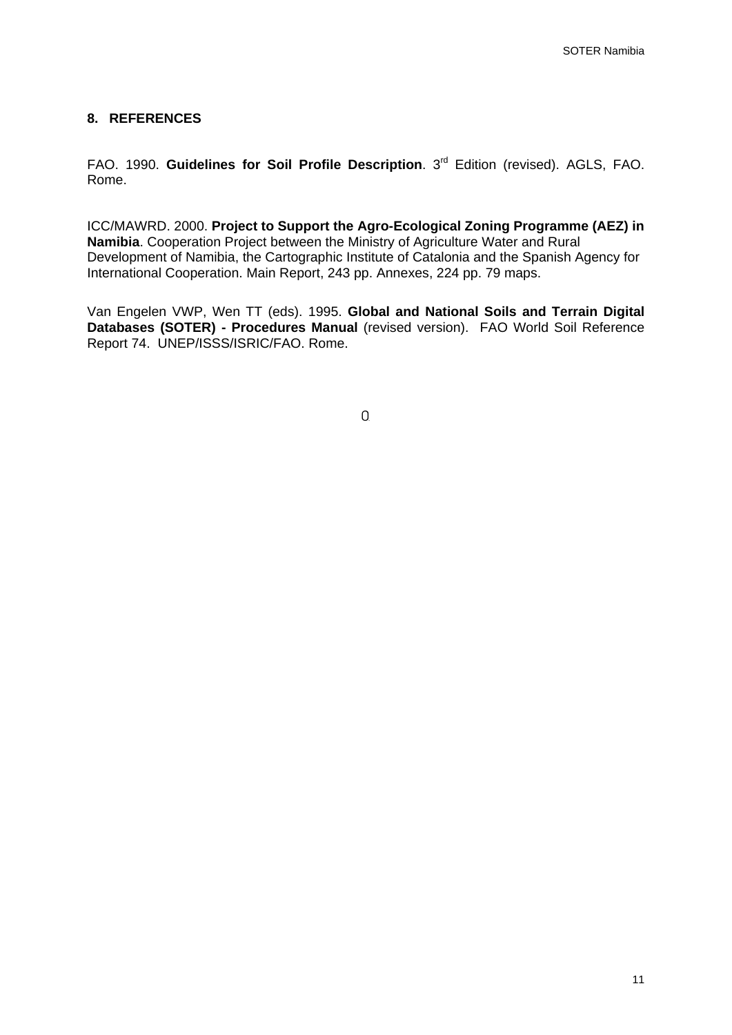## 8. REFERENCES

FAO. 1990. **Guidelines for Soil Profile Description**. 3rd Edition (revised). AGLS, FAO. Rome.

ICC/MAWRD. 2000. **Project to Support the Agro-Ecological Zoning Programme (AEZ) in Namibia**. Cooperation Project between the Ministry of Agriculture Water and Rural Development of Namibia, the Cartographic Institute of Catalonia and the Spanish Agency for International Cooperation. Main Report, 243 pp. Annexes, 224 pp. 79 maps.

Van Engelen VWP, Wen TT (eds). 1995. **Global and National Soils and Terrain Digital Databases (SOTER) - Procedures Manual** (revised version). FAO World Soil Reference Report 74. UNEP/ISSS/ISRIC/FAO. Rome.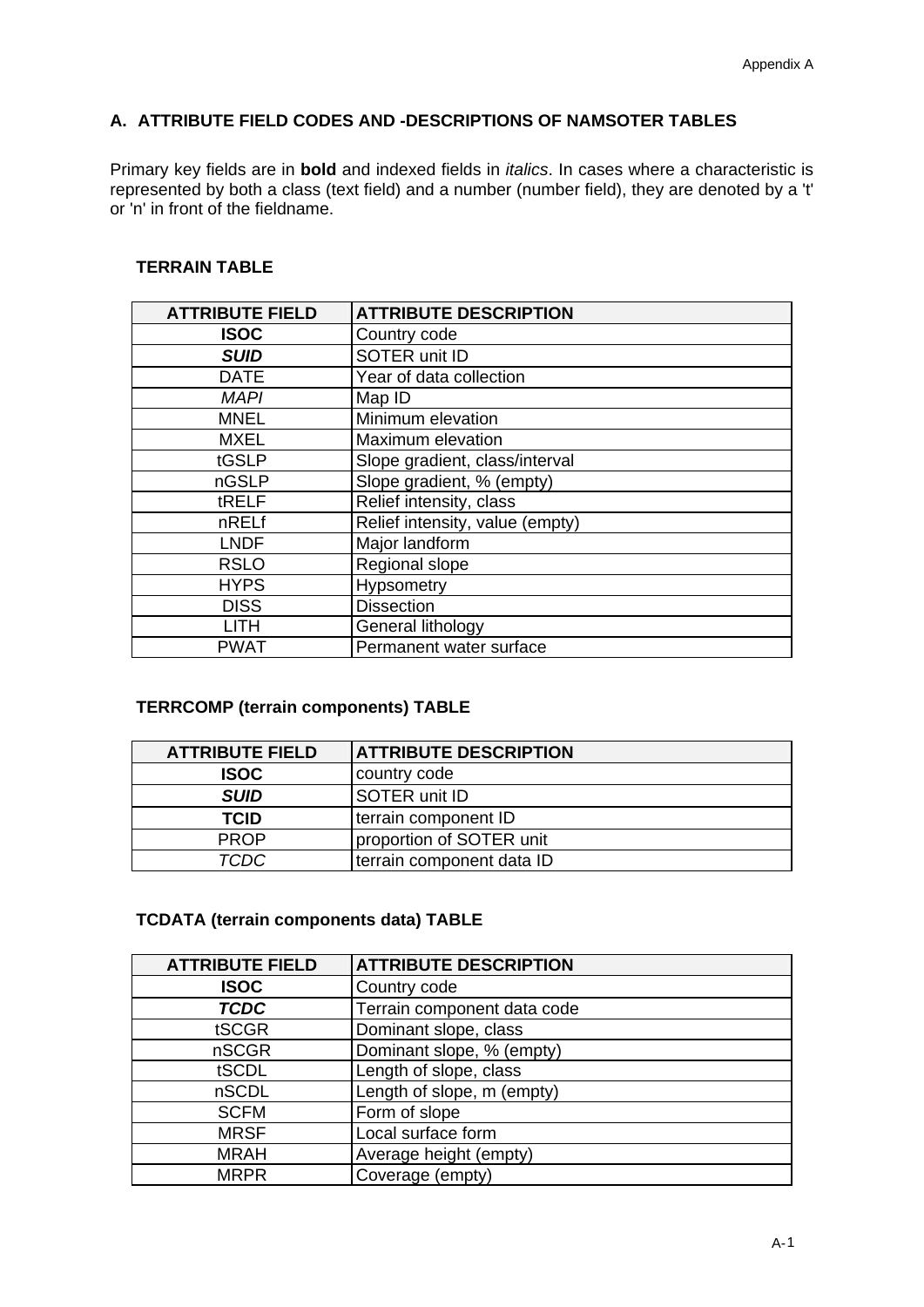# A. ATTRIBUTE FIELD CODES AND -DESCRIPTIONS OF NAMSOTER TABLES

Primary key fields are in **bold** and indexed fields in *italics*. In cases where a characteristic is represented by both a class (text field) and a number (number field), they are denoted by a 't' or 'n' in front of the fieldname.

### TERRAIN TABLE

| ATTRIBUTE FIELD | ATTRIBUTE DESCRIPTION |
|---|---|
| **ISOC** | Country code |
| ***SUID*** | SOTER unit ID |
| DATE | Year of data collection |
| *MAPI* | Map ID |
| MNEL | Minimum elevation |
| MXEL | Maximum elevation |
| tGSLP | Slope gradient, class/interval |
| nGSLP | Slope gradient, % (empty) |
| tRELF | Relief intensity, class |
| nRELf | Relief intensity, value (empty) |
| LNDF | Major landform |
| RSLO | Regional slope |
| HYPS | Hypsometry |
| DISS | Dissection |
| LITH | General lithology |
| PWAT | Permanent water surface |

### TERRCOMP (terrain components) TABLE

| ATTRIBUTE FIELD | ATTRIBUTE DESCRIPTION |
|---|---|
| **ISOC** | country code |
| ***SUID*** | SOTER unit ID |
| **TCID** | terrain component ID |
| PROP | proportion of SOTER unit |
| *TCDC* | terrain component data ID |

### TCDATA (terrain components data) TABLE

| ATTRIBUTE FIELD | ATTRIBUTE DESCRIPTION |
|---|---|
| **ISOC** | Country code |
| ***TCDC*** | Terrain component data code |
| tSCGR | Dominant slope, class |
| nSCGR | Dominant slope, % (empty) |
| tSCDL | Length of slope, class |
| nSCDL | Length of slope, m (empty) |
| SCFM | Form of slope |
| MRSF | Local surface form |
| MRAH | Average height (empty) |
| MRPR | Coverage (empty) |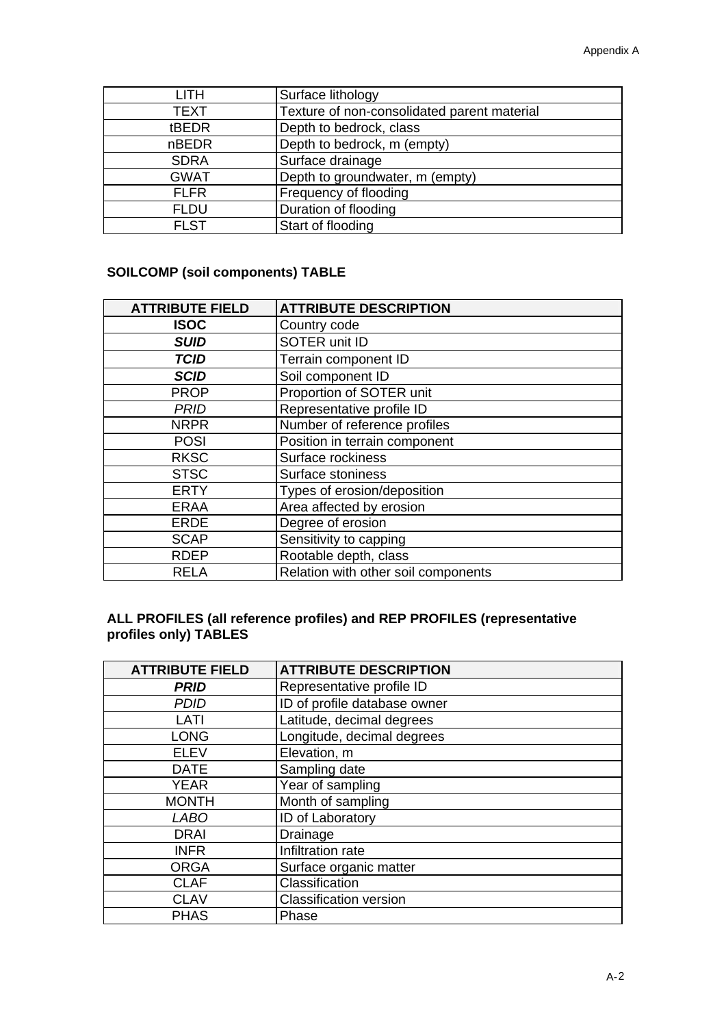| | |
|---|---|
| LITH | Surface lithology |
| TEXT | Texture of non-consolidated parent material |
| tBEDR | Depth to bedrock, class |
| nBEDR | Depth to bedrock, m (empty) |
| SDRA | Surface drainage |
| GWAT | Depth to groundwater, m (empty) |
| FLFR | Frequency of flooding |
| FLDU | Duration of flooding |
| FLST | Start of flooding |

**SOILCOMP (soil components) TABLE**

| ATTRIBUTE FIELD | ATTRIBUTE DESCRIPTION |
|---|---|
| **ISOC** | Country code |
| ***SUID*** | SOTER unit ID |
| ***TCID*** | Terrain component ID |
| ***SCID*** | Soil component ID |
| PROP | Proportion of SOTER unit |
| *PRID* | Representative profile ID |
| NRPR | Number of reference profiles |
| POSI | Position in terrain component |
| RKSC | Surface rockiness |
| STSC | Surface stoniness |
| ERTY | Types of erosion/deposition |
| ERAA | Area affected by erosion |
| ERDE | Degree of erosion |
| SCAP | Sensitivity to capping |
| RDEP | Rootable depth, class |
| RELA | Relation with other soil components |

**ALL PROFILES (all reference profiles) and REP PROFILES (representative profiles only) TABLES**

| ATTRIBUTE FIELD | ATTRIBUTE DESCRIPTION |
|---|---|
| ***PRID*** | Representative profile ID |
| *PDID* | ID of profile database owner |
| LATI | Latitude, decimal degrees |
| LONG | Longitude, decimal degrees |
| ELEV | Elevation, m |
| DATE | Sampling date |
| YEAR | Year of sampling |
| MONTH | Month of sampling |
| *LABO* | ID of Laboratory |
| DRAI | Drainage |
| INFR | Infiltration rate |
| ORGA | Surface organic matter |
| CLAF | Classification |
| CLAV | Classification version |
| PHAS | Phase |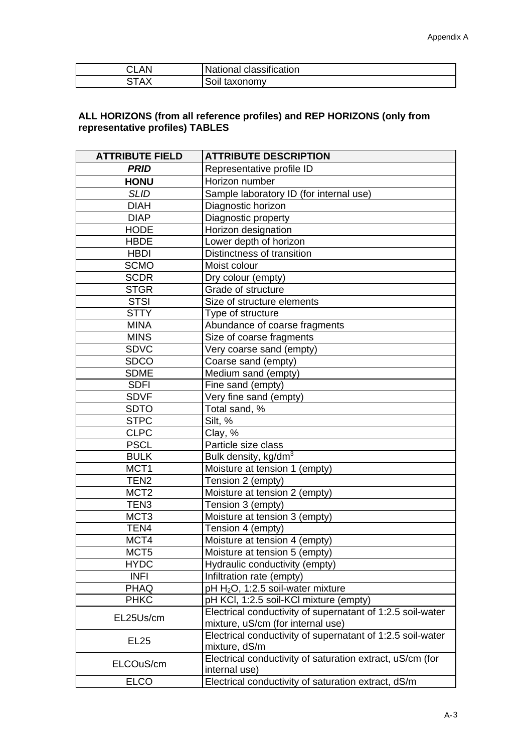| CLAN | National classification |
|---|---|
| STAX | Soil taxonomy |

**ALL HORIZONS (from all reference profiles) and REP HORIZONS (only from representative profiles) TABLES**

| ATTRIBUTE FIELD | ATTRIBUTE DESCRIPTION |
|---|---|
| ***PRID*** | Representative profile ID |
| **HONU** | Horizon number |
| *SLID* | Sample laboratory ID (for internal use) |
| DIAH | Diagnostic horizon |
| DIAP | Diagnostic property |
| HODE | Horizon designation |
| HBDE | Lower depth of horizon |
| HBDI | Distinctness of transition |
| SCMO | Moist colour |
| SCDR | Dry colour (empty) |
| STGR | Grade of structure |
| STSI | Size of structure elements |
| STTY | Type of structure |
| MINA | Abundance of coarse fragments |
| MINS | Size of coarse fragments |
| SDVC | Very coarse sand (empty) |
| SDCO | Coarse sand (empty) |
| SDME | Medium sand (empty) |
| SDFI | Fine sand (empty) |
| SDVF | Very fine sand (empty) |
| SDTO | Total sand, % |
| STPC | Silt, % |
| CLPC | Clay, % |
| PSCL | Particle size class |
| BULK | Bulk density, kg/dm$^3$ |
| MCT1 | Moisture at tension 1 (empty) |
| TEN2 | Tension 2 (empty) |
| MCT2 | Moisture at tension 2 (empty) |
| TEN3 | Tension 3 (empty) |
| MCT3 | Moisture at tension 3 (empty) |
| TEN4 | Tension 4 (empty) |
| MCT4 | Moisture at tension 4 (empty) |
| MCT5 | Moisture at tension 5 (empty) |
| HYDC | Hydraulic conductivity (empty) |
| INFI | Infiltration rate (empty) |
| PHAQ | pH $H_2O$, 1:2.5 soil-water mixture |
| PHKC | pH KCl, 1:2.5 soil-KCl mixture (empty) |
| EL25Us/cm | Electrical conductivity of supernatant of 1:2.5 soil-water mixture, uS/cm (for internal use) |
| EL25 | Electrical conductivity of supernatant of 1:2.5 soil-water mixture, dS/m |
| ELCOuS/cm | Electrical conductivity of saturation extract, uS/cm (for internal use) |
| ELCO | Electrical conductivity of saturation extract, dS/m |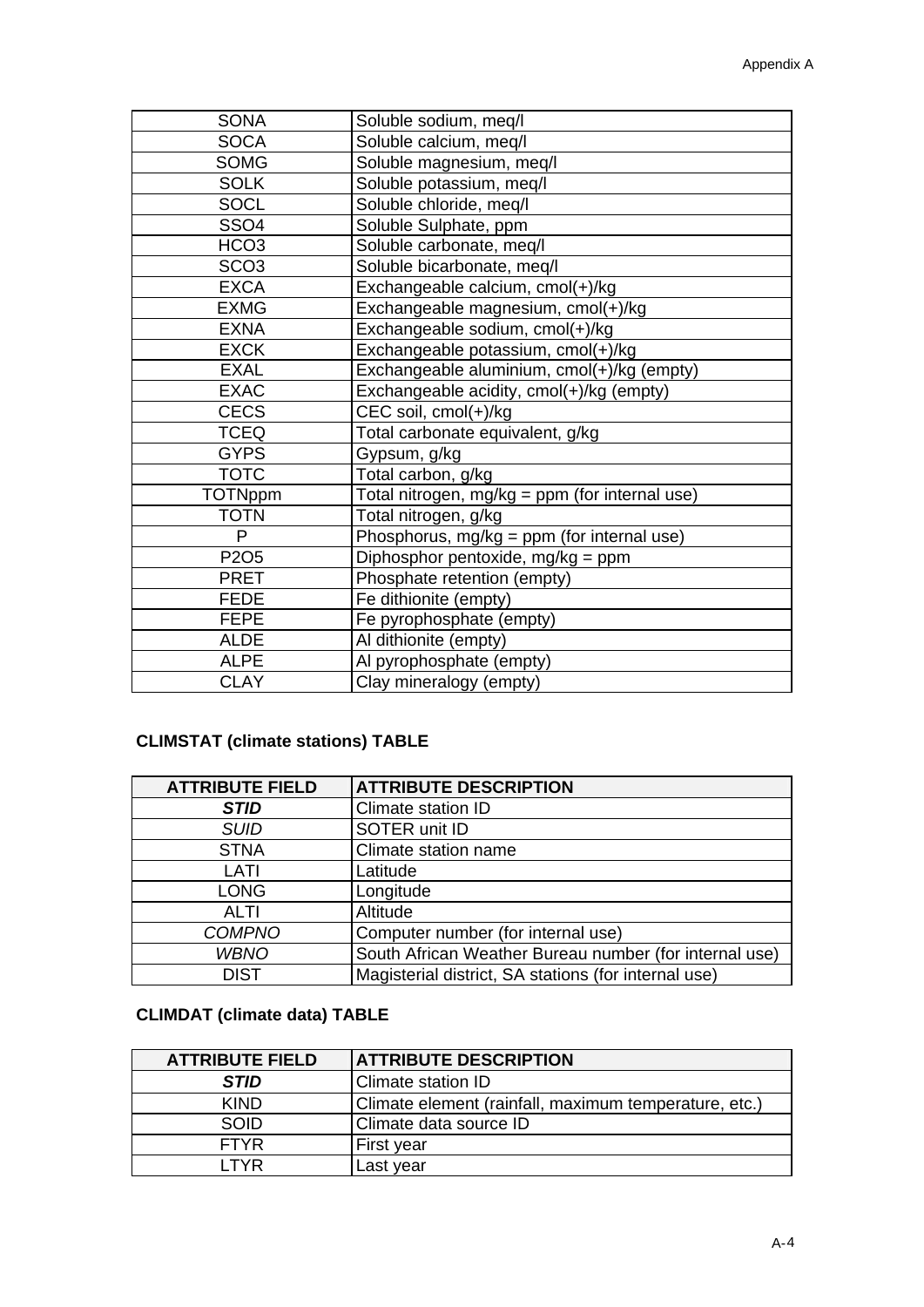| | |
|---|---|
| SONA | Soluble sodium, meq/l |
| SOCA | Soluble calcium, meq/l |
| SOMG | Soluble magnesium, meq/l |
| SOLK | Soluble potassium, meq/l |
| SOCL | Soluble chloride, meq/l |
| SSO4 | Soluble Sulphate, ppm |
| HCO3 | Soluble carbonate, meq/l |
| SCO3 | Soluble bicarbonate, meq/l |
| EXCA | Exchangeable calcium, cmol(+)/kg |
| EXMG | Exchangeable magnesium, cmol(+)/kg |
| EXNA | Exchangeable sodium, cmol(+)/kg |
| EXCK | Exchangeable potassium, cmol(+)/kg |
| EXAL | Exchangeable aluminium, cmol(+)/kg (empty) |
| EXAC | Exchangeable acidity, cmol(+)/kg (empty) |
| CECS | CEC soil, cmol(+)/kg |
| TCEQ | Total carbonate equivalent, g/kg |
| GYPS | Gypsum, g/kg |
| TOTC | Total carbon, g/kg |
| TOTNppm | Total nitrogen, mg/kg = ppm (for internal use) |
| TOTN | Total nitrogen, g/kg |
| P | Phosphorus, mg/kg = ppm (for internal use) |
| P2O5 | Diphosphor pentoxide, mg/kg = ppm |
| PRET | Phosphate retention (empty) |
| FEDE | Fe dithionite (empty) |
| FEPE | Fe pyrophosphate (empty) |
| ALDE | Al dithionite (empty) |
| ALPE | Al pyrophosphate (empty) |
| CLAY | Clay mineralogy (empty) |

**CLIMSTAT (climate stations) TABLE**

| ATTRIBUTE FIELD | ATTRIBUTE DESCRIPTION |
|---|---|
| ***STID*** | Climate station ID |
| *SUID* | SOTER unit ID |
| STNA | Climate station name |
| LATI | Latitude |
| LONG | Longitude |
| ALTI | Altitude |
| *COMPNO* | Computer number (for internal use) |
| *WBNO* | South African Weather Bureau number (for internal use) |
| DIST | Magisterial district, SA stations (for internal use) |

**CLIMDAT (climate data) TABLE**

| ATTRIBUTE FIELD | ATTRIBUTE DESCRIPTION |
|---|---|
| ***STID*** | Climate station ID |
| KIND | Climate element (rainfall, maximum temperature, etc.) |
| SOID | Climate data source ID |
| FTYR | First year |
| LTYR | Last year |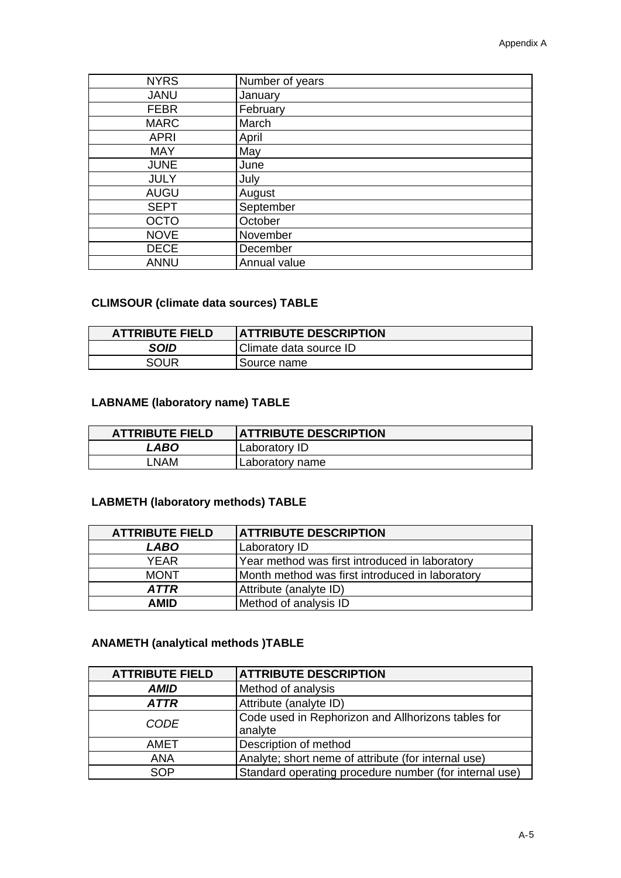| NYRS | Number of years |
| --- | --- |
| JANU | January |
| FEBR | February |
| MARC | March |
| APRI | April |
| MAY | May |
| JUNE | June |
| JULY | July |
| AUGU | August |
| SEPT | September |
| OCTO | October |
| NOVE | November |
| DECE | December |
| ANNU | Annual value |

**CLIMSOUR (climate data sources) TABLE**

| ATTRIBUTE FIELD | ATTRIBUTE DESCRIPTION |
| --- | --- |
| ***SOID*** | Climate data source ID |
| SOUR | Source name |

**LABNAME (laboratory name) TABLE**

| ATTRIBUTE FIELD | ATTRIBUTE DESCRIPTION |
| --- | --- |
| ***LABO*** | Laboratory ID |
| LNAM | Laboratory name |

**LABMETH (laboratory methods) TABLE**

| ATTRIBUTE FIELD | ATTRIBUTE DESCRIPTION |
| --- | --- |
| ***LABO*** | Laboratory ID |
| YEAR | Year method was first introduced in laboratory |
| MONT | Month method was first introduced in laboratory |
| ***ATTR*** | Attribute (analyte ID) |
| **AMID** | Method of analysis ID |

**ANAMETH (analytical methods )TABLE**

| ATTRIBUTE FIELD | ATTRIBUTE DESCRIPTION |
| --- | --- |
| ***AMID*** | Method of analysis |
| ***ATTR*** | Attribute (analyte ID) |
| *CODE* | Code used in Rephorizon and Allhorizons tables for analyte |
| AMET | Description of method |
| ANA | Analyte; short neme of attribute (for internal use) |
| SOP | Standard operating procedure number (for internal use) |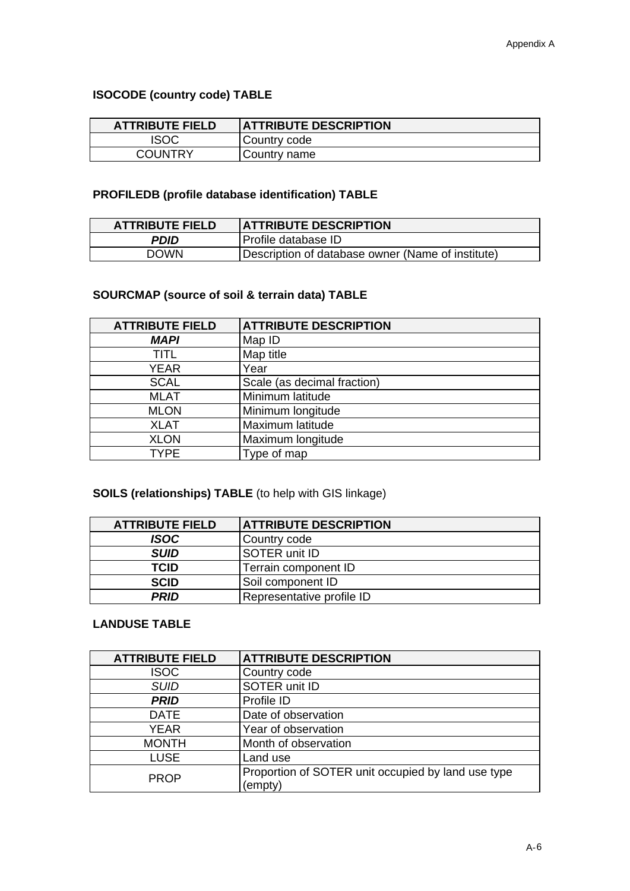**ISOCODE (country code) TABLE**

| ATTRIBUTE FIELD | ATTRIBUTE DESCRIPTION |
|---|---|
| ISOC | Country code |
| COUNTRY | Country name |

**PROFILEDB (profile database identification) TABLE**

| ATTRIBUTE FIELD | ATTRIBUTE DESCRIPTION |
|---|---|
| ***PDID*** | Profile database ID |
| DOWN | Description of database owner (Name of institute) |

**SOURCMAP (source of soil & terrain data) TABLE**

| ATTRIBUTE FIELD | ATTRIBUTE DESCRIPTION |
|---|---|
| ***MAPI*** | Map ID |
| TITL | Map title |
| YEAR | Year |
| SCAL | Scale (as decimal fraction) |
| MLAT | Minimum latitude |
| MLON | Minimum longitude |
| XLAT | Maximum latitude |
| XLON | Maximum longitude |
| TYPE | Type of map |

**SOILS (relationships) TABLE** (to help with GIS linkage)

| ATTRIBUTE FIELD | ATTRIBUTE DESCRIPTION |
|---|---|
| ***ISOC*** | Country code |
| ***SUID*** | SOTER unit ID |
| **TCID** | Terrain component ID |
| **SCID** | Soil component ID |
| ***PRID*** | Representative profile ID |

**LANDUSE TABLE**

| ATTRIBUTE FIELD | ATTRIBUTE DESCRIPTION |
|---|---|
| ISOC | Country code |
| *SUID* | SOTER unit ID |
| ***PRID*** | Profile ID |
| DATE | Date of observation |
| YEAR | Year of observation |
| MONTH | Month of observation |
| LUSE | Land use |
| PROP | Proportion of SOTER unit occupied by land use type (empty) |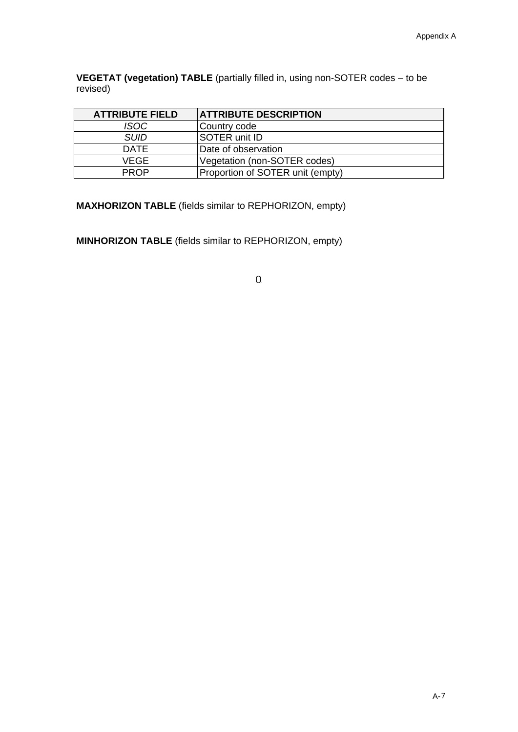**VEGETAT (vegetation) TABLE** (partially filled in, using non-SOTER codes – to be revised)

| ATTRIBUTE FIELD | ATTRIBUTE DESCRIPTION |
|---|---|
| *ISOC* | Country code |
| *SUID* | SOTER unit ID |
| DATE | Date of observation |
| VEGE | Vegetation (non-SOTER codes) |
| PROP | Proportion of SOTER unit (empty) |

**MAXHORIZON TABLE** (fields similar to REPHORIZON, empty)

**MINHORIZON TABLE** (fields similar to REPHORIZON, empty)

0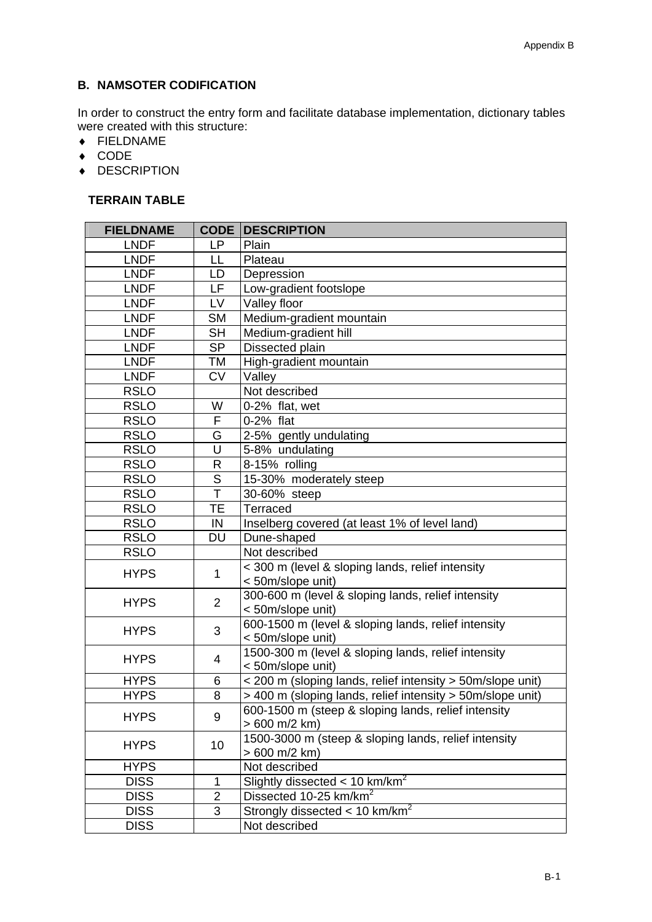## B. NAMSOTER CODIFICATION

In order to construct the entry form and facilitate database implementation, dictionary tables were created with this structure:

- FIELDNAME
- CODE
- DESCRIPTION

### TERRAIN TABLE

| FIELDNAME | CODE | DESCRIPTION |
|---|---|---|
| LNDF | LP | Plain |
| LNDF | LL | Plateau |
| LNDF | LD | Depression |
| LNDF | LF | Low-gradient footslope |
| LNDF | LV | Valley floor |
| LNDF | SM | Medium-gradient mountain |
| LNDF | SH | Medium-gradient hill |
| LNDF | SP | Dissected plain |
| LNDF | TM | High-gradient mountain |
| LNDF | CV | Valley |
| RSLO | | Not described |
| RSLO | W | 0-2% flat, wet |
| RSLO | F | 0-2% flat |
| RSLO | G | 2-5% gently undulating |
| RSLO | U | 5-8% undulating |
| RSLO | R | 8-15% rolling |
| RSLO | S | 15-30% moderately steep |
| RSLO | T | 30-60% steep |
| RSLO | TE | Terraced |
| RSLO | IN | Inselberg covered (at least 1% of level land) |
| RSLO | DU | Dune-shaped |
| RSLO | | Not described |
| HYPS | 1 | < 300 m (level & sloping lands, relief intensity < 50m/slope unit) |
| HYPS | 2 | 300-600 m (level & sloping lands, relief intensity < 50m/slope unit) |
| HYPS | 3 | 600-1500 m (level & sloping lands, relief intensity < 50m/slope unit) |
| HYPS | 4 | 1500-300 m (level & sloping lands, relief intensity < 50m/slope unit) |
| HYPS | 6 | < 200 m (sloping lands, relief intensity > 50m/slope unit) |
| HYPS | 8 | > 400 m (sloping lands, relief intensity > 50m/slope unit) |
| HYPS | 9 | 600-1500 m (steep & sloping lands, relief intensity > 600 m/2 km) |
| HYPS | 10 | 1500-3000 m (steep & sloping lands, relief intensity > 600 m/2 km) |
| HYPS | | Not described |
| DISS | 1 | Slightly dissected < 10 km/km$^2$ |
| DISS | 2 | Dissected 10-25 km/km$^2$ |
| DISS | 3 | Strongly dissected < 10 km/km$^2$ |
| DISS | | Not described |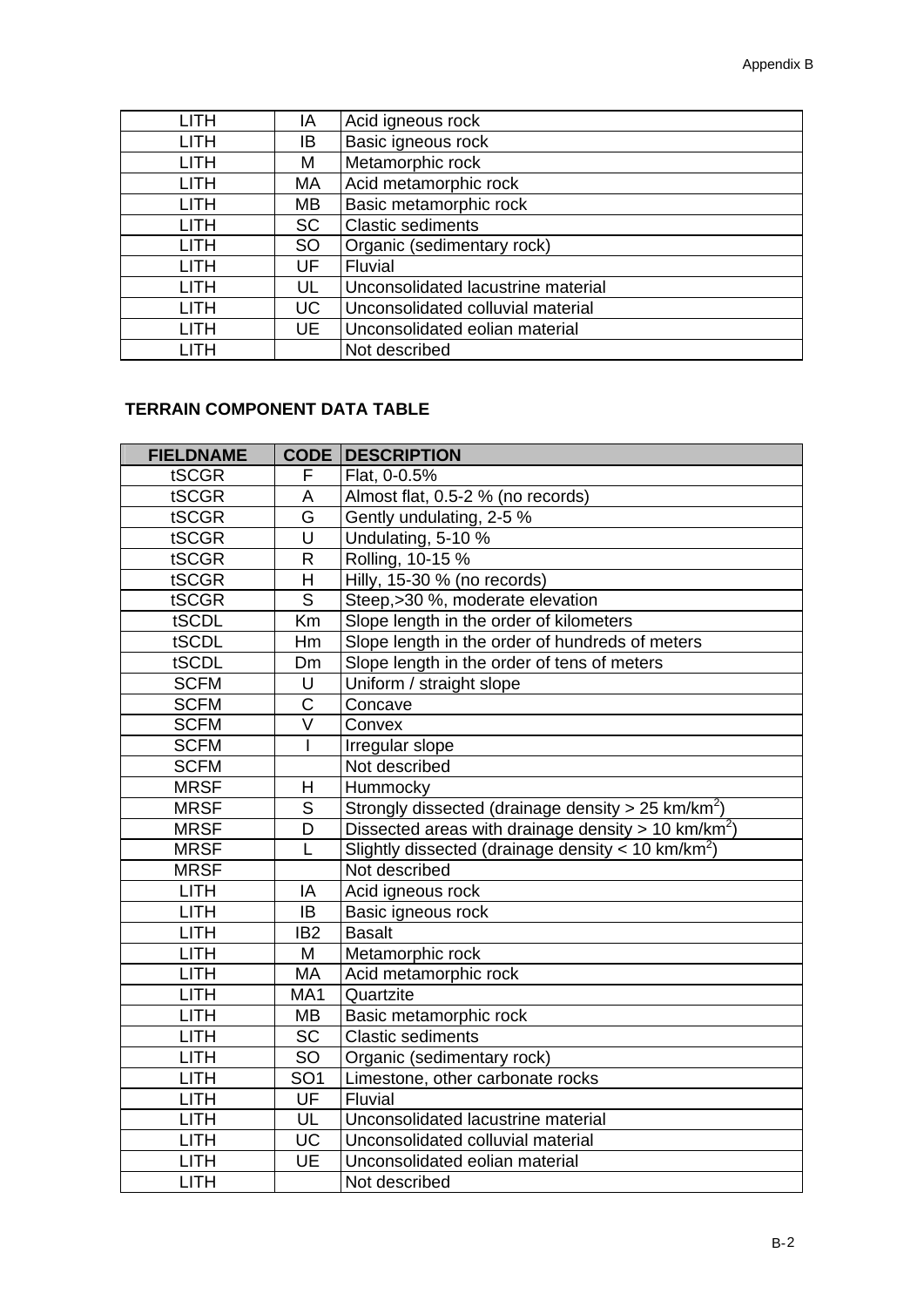| LITH | IA | Acid igneous rock |
|---|---|---|
| LITH | IB | Basic igneous rock |
| LITH | M | Metamorphic rock |
| LITH | MA | Acid metamorphic rock |
| LITH | MB | Basic metamorphic rock |
| LITH | SC | Clastic sediments |
| LITH | SO | Organic (sedimentary rock) |
| LITH | UF | Fluvial |
| LITH | UL | Unconsolidated lacustrine material |
| LITH | UC | Unconsolidated colluvial material |
| LITH | UE | Unconsolidated eolian material |
| LITH | | Not described |

**TERRAIN COMPONENT DATA TABLE**

| FIELDNAME | CODE | DESCRIPTION |
|---|---|---|
| tSCGR | F | Flat, 0-0.5% |
| tSCGR | A | Almost flat, 0.5-2 % (no records) |
| tSCGR | G | Gently undulating, 2-5 % |
| tSCGR | U | Undulating, 5-10 % |
| tSCGR | R | Rolling, 10-15 % |
| tSCGR | H | Hilly, 15-30 % (no records) |
| tSCGR | S | Steep,>30 %, moderate elevation |
| tSCDL | Km | Slope length in the order of kilometers |
| tSCDL | Hm | Slope length in the order of hundreds of meters |
| tSCDL | Dm | Slope length in the order of tens of meters |
| SCFM | U | Uniform / straight slope |
| SCFM | C | Concave |
| SCFM | V | Convex |
| SCFM | I | Irregular slope |
| SCFM | | Not described |
| MRSF | H | Hummocky |
| MRSF | S | Strongly dissected (drainage density > 25 km/km$^2$) |
| MRSF | D | Dissected areas with drainage density > 10 km/km$^2$) |
| MRSF | L | Slightly dissected (drainage density < 10 km/km$^2$) |
| MRSF | | Not described |
| LITH | IA | Acid igneous rock |
| LITH | IB | Basic igneous rock |
| LITH | IB2 | Basalt |
| LITH | M | Metamorphic rock |
| LITH | MA | Acid metamorphic rock |
| LITH | MA1 | Quartzite |
| LITH | MB | Basic metamorphic rock |
| LITH | SC | Clastic sediments |
| LITH | SO | Organic (sedimentary rock) |
| LITH | SO1 | Limestone, other carbonate rocks |
| LITH | UF | Fluvial |
| LITH | UL | Unconsolidated lacustrine material |
| LITH | UC | Unconsolidated colluvial material |
| LITH | UE | Unconsolidated eolian material |
| LITH | | Not described |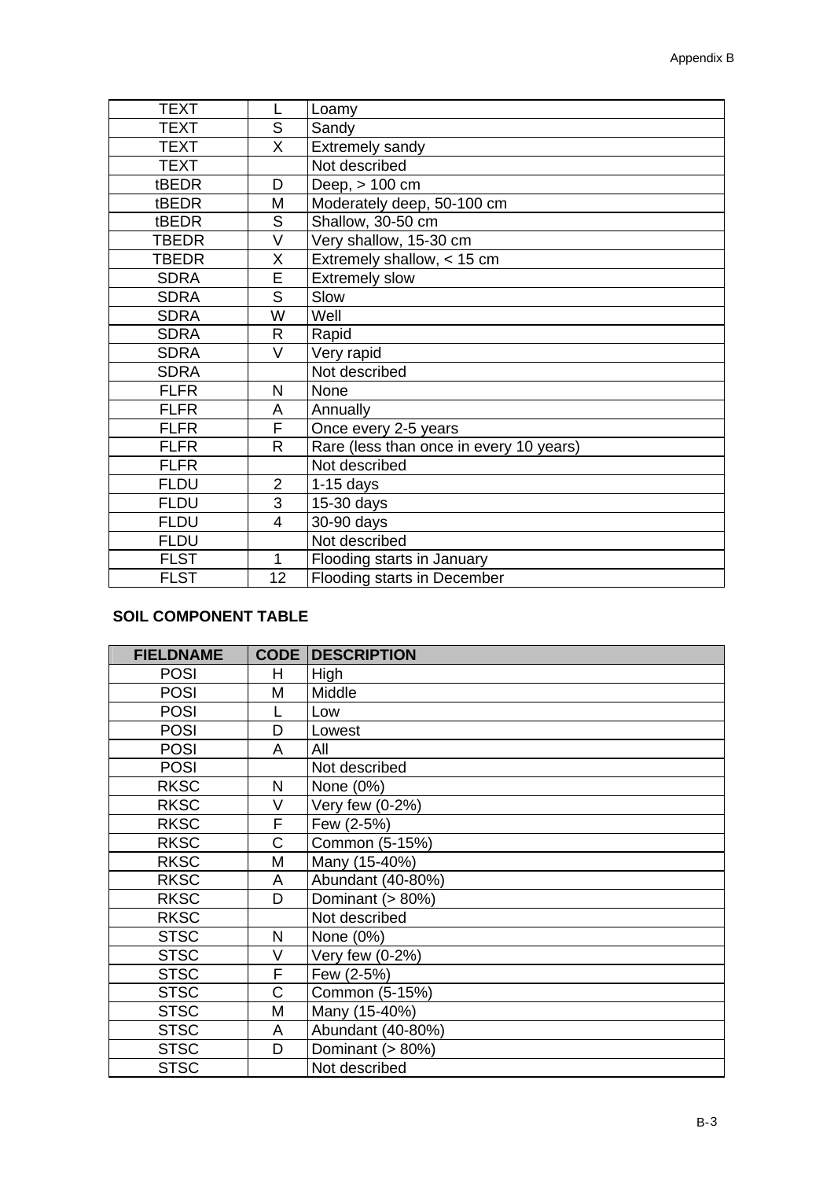| | | |
|---|---|---|
| TEXT | L | Loamy |
| TEXT | S | Sandy |
| TEXT | X | Extremely sandy |
| TEXT | | Not described |
| tBEDR | D | Deep, > 100 cm |
| tBEDR | M | Moderately deep, 50-100 cm |
| tBEDR | S | Shallow, 30-50 cm |
| TBEDR | V | Very shallow, 15-30 cm |
| TBEDR | X | Extremely shallow, < 15 cm |
| SDRA | E | Extremely slow |
| SDRA | S | Slow |
| SDRA | W | Well |
| SDRA | R | Rapid |
| SDRA | V | Very rapid |
| SDRA | | Not described |
| FLFR | N | None |
| FLFR | A | Annually |
| FLFR | F | Once every 2-5 years |
| FLFR | R | Rare (less than once in every 10 years) |
| FLFR | | Not described |
| FLDU | 2 | 1-15 days |
| FLDU | 3 | 15-30 days |
| FLDU | 4 | 30-90 days |
| FLDU | | Not described |
| FLST | 1 | Flooding starts in January |
| FLST | 12 | Flooding starts in December |

**SOIL COMPONENT TABLE**

| FIELDNAME | CODE | DESCRIPTION |
|---|---|---|
| POSI | H | High |
| POSI | M | Middle |
| POSI | L | Low |
| POSI | D | Lowest |
| POSI | A | All |
| POSI | | Not described |
| RKSC | N | None (0%) |
| RKSC | V | Very few (0-2%) |
| RKSC | F | Few (2-5%) |
| RKSC | C | Common (5-15%) |
| RKSC | M | Many (15-40%) |
| RKSC | A | Abundant (40-80%) |
| RKSC | D | Dominant (> 80%) |
| RKSC | | Not described |
| STSC | N | None (0%) |
| STSC | V | Very few (0-2%) |
| STSC | F | Few (2-5%) |
| STSC | C | Common (5-15%) |
| STSC | M | Many (15-40%) |
| STSC | A | Abundant (40-80%) |
| STSC | D | Dominant (> 80%) |
| STSC | | Not described |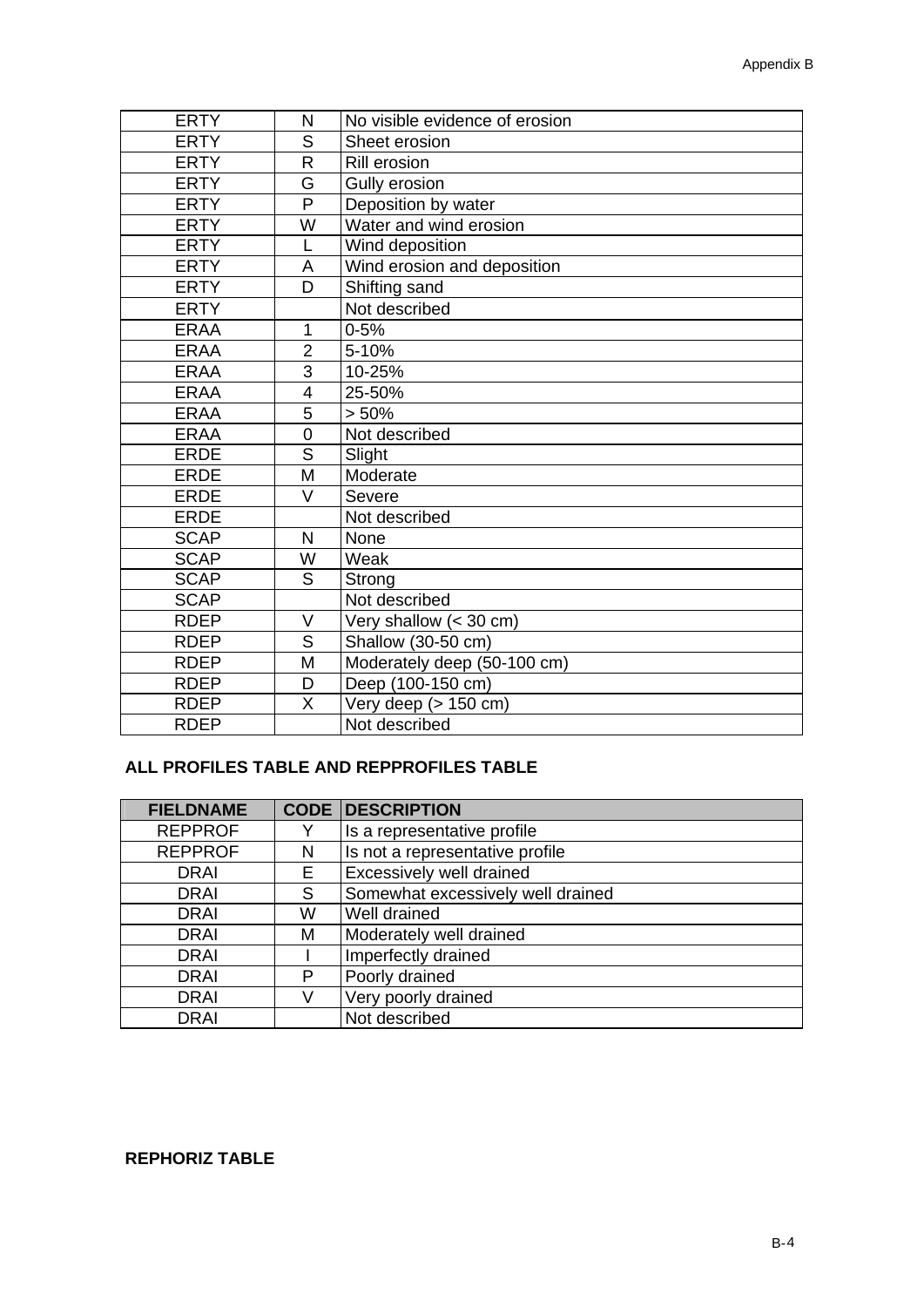| | | |
|---|---|---|
| ERTY | N | No visible evidence of erosion |
| ERTY | S | Sheet erosion |
| ERTY | R | Rill erosion |
| ERTY | G | Gully erosion |
| ERTY | P | Deposition by water |
| ERTY | W | Water and wind erosion |
| ERTY | L | Wind deposition |
| ERTY | A | Wind erosion and deposition |
| ERTY | D | Shifting sand |
| ERTY | | Not described |
| ERAA | 1 | 0-5% |
| ERAA | 2 | 5-10% |
| ERAA | 3 | 10-25% |
| ERAA | 4 | 25-50% |
| ERAA | 5 | > 50% |
| ERAA | 0 | Not described |
| ERDE | S | Slight |
| ERDE | M | Moderate |
| ERDE | V | Severe |
| ERDE | | Not described |
| SCAP | N | None |
| SCAP | W | Weak |
| SCAP | S | Strong |
| SCAP | | Not described |
| RDEP | V | Very shallow (< 30 cm) |
| RDEP | S | Shallow (30-50 cm) |
| RDEP | M | Moderately deep (50-100 cm) |
| RDEP | D | Deep (100-150 cm) |
| RDEP | X | Very deep (> 150 cm) |
| RDEP | | Not described |

**ALL PROFILES TABLE AND REPPROFILES TABLE**

| FIELDNAME | CODE | DESCRIPTION |
|---|---|---|
| REPPROF | Y | Is a representative profile |
| REPPROF | N | Is not a representative profile |
| DRAI | E | Excessively well drained |
| DRAI | S | Somewhat excessively well drained |
| DRAI | W | Well drained |
| DRAI | M | Moderately well drained |
| DRAI | I | Imperfectly drained |
| DRAI | P | Poorly drained |
| DRAI | V | Very poorly drained |
| DRAI | | Not described |

**REPHORIZ TABLE**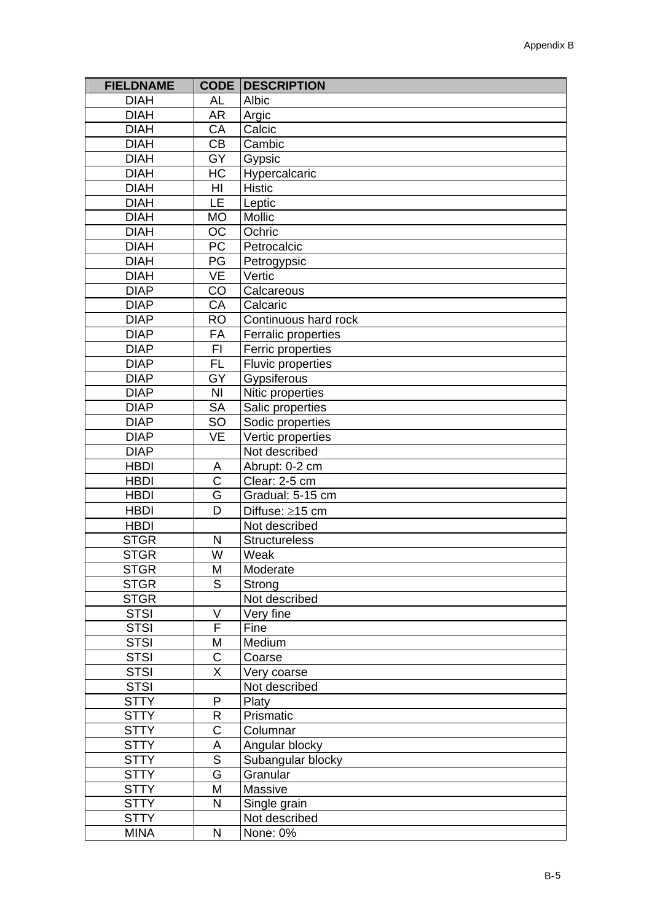| FIELDNAME | CODE | DESCRIPTION |
|---|---|---|
| DIAH | AL | Albic |
| DIAH | AR | Argic |
| DIAH | CA | Calcic |
| DIAH | CB | Cambic |
| DIAH | GY | Gypsic |
| DIAH | HC | Hypercalcaric |
| DIAH | HI | Histic |
| DIAH | LE | Leptic |
| DIAH | MO | Mollic |
| DIAH | OC | Ochric |
| DIAH | PC | Petrocalcic |
| DIAH | PG | Petrogypsic |
| DIAH | VE | Vertic |
| DIAP | CO | Calcareous |
| DIAP | CA | Calcaric |
| DIAP | RO | Continuous hard rock |
| DIAP | FA | Ferralic properties |
| DIAP | FI | Ferric properties |
| DIAP | FL | Fluvic properties |
| DIAP | GY | Gypsiferous |
| DIAP | NI | Nitic properties |
| DIAP | SA | Salic properties |
| DIAP | SO | Sodic properties |
| DIAP | VE | Vertic properties |
| DIAP | | Not described |
| HBDI | A | Abrupt: 0-2 cm |
| HBDI | C | Clear: 2-5 cm |
| HBDI | G | Gradual: 5-15 cm |
| HBDI | D | Diffuse: ≥15 cm |
| HBDI | | Not described |
| STGR | N | Structureless |
| STGR | W | Weak |
| STGR | M | Moderate |
| STGR | S | Strong |
| STGR | | Not described |
| STSI | V | Very fine |
| STSI | F | Fine |
| STSI | M | Medium |
| STSI | C | Coarse |
| STSI | X | Very coarse |
| STSI | | Not described |
| STTY | P | Platy |
| STTY | R | Prismatic |
| STTY | C | Columnar |
| STTY | A | Angular blocky |
| STTY | S | Subangular blocky |
| STTY | G | Granular |
| STTY | M | Massive |
| STTY | N | Single grain |
| STTY | | Not described |
| MINA | N | None: 0% |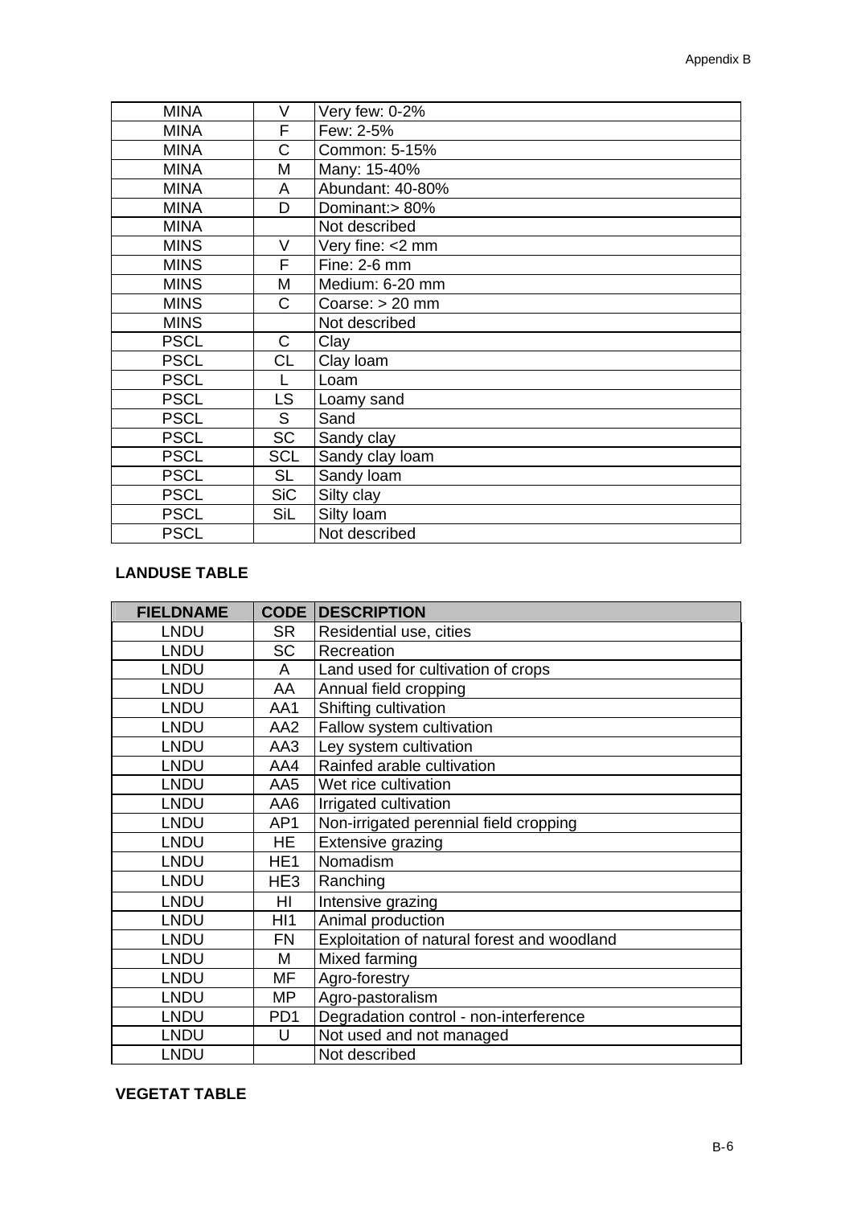| | | |
|---|---|---|
| MINA | V | Very few: 0-2% |
| MINA | F | Few: 2-5% |
| MINA | C | Common: 5-15% |
| MINA | M | Many: 15-40% |
| MINA | A | Abundant: 40-80% |
| MINA | D | Dominant:> 80% |
| MINA | | Not described |
| MINS | V | Very fine: <2 mm |
| MINS | F | Fine: 2-6 mm |
| MINS | M | Medium: 6-20 mm |
| MINS | C | Coarse: > 20 mm |
| MINS | | Not described |
| PSCL | C | Clay |
| PSCL | CL | Clay loam |
| PSCL | L | Loam |
| PSCL | LS | Loamy sand |
| PSCL | S | Sand |
| PSCL | SC | Sandy clay |
| PSCL | SCL | Sandy clay loam |
| PSCL | SL | Sandy loam |
| PSCL | SiC | Silty clay |
| PSCL | SiL | Silty loam |
| PSCL | | Not described |

**LANDUSE TABLE**

| FIELDNAME | CODE | DESCRIPTION |
|---|---|---|
| LNDU | SR | Residential use, cities |
| LNDU | SC | Recreation |
| LNDU | A | Land used for cultivation of crops |
| LNDU | AA | Annual field cropping |
| LNDU | AA1 | Shifting cultivation |
| LNDU | AA2 | Fallow system cultivation |
| LNDU | AA3 | Ley system cultivation |
| LNDU | AA4 | Rainfed arable cultivation |
| LNDU | AA5 | Wet rice cultivation |
| LNDU | AA6 | Irrigated cultivation |
| LNDU | AP1 | Non-irrigated perennial field cropping |
| LNDU | HE | Extensive grazing |
| LNDU | HE1 | Nomadism |
| LNDU | HE3 | Ranching |
| LNDU | HI | Intensive grazing |
| LNDU | HI1 | Animal production |
| LNDU | FN | Exploitation of natural forest and woodland |
| LNDU | M | Mixed farming |
| LNDU | MF | Agro-forestry |
| LNDU | MP | Agro-pastoralism |
| LNDU | PD1 | Degradation control - non-interference |
| LNDU | U | Not used and not managed |
| LNDU | | Not described |

**VEGETAT TABLE**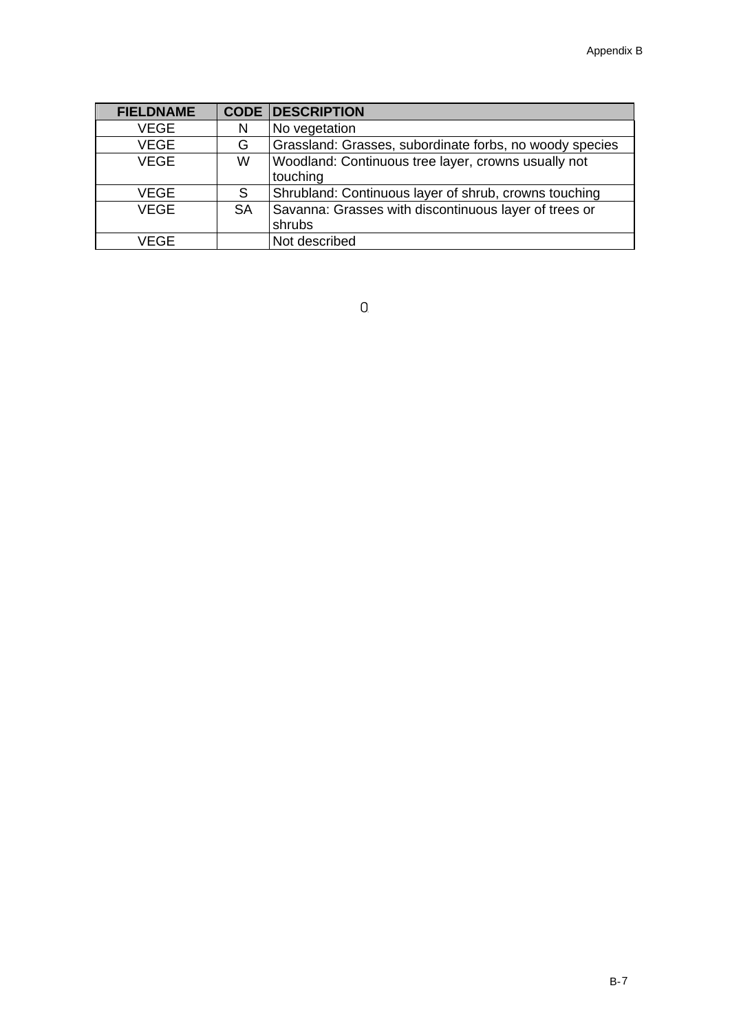| FIELDNAME | CODE | DESCRIPTION |
|---|---|---|
| VEGE | N | No vegetation |
| VEGE | G | Grassland: Grasses, subordinate forbs, no woody species |
| VEGE | W | Woodland: Continuous tree layer, crowns usually not touching |
| VEGE | S | Shrubland: Continuous layer of shrub, crowns touching |
| VEGE | SA | Savanna: Grasses with discontinuous layer of trees or shrubs |
| VEGE | | Not described |

0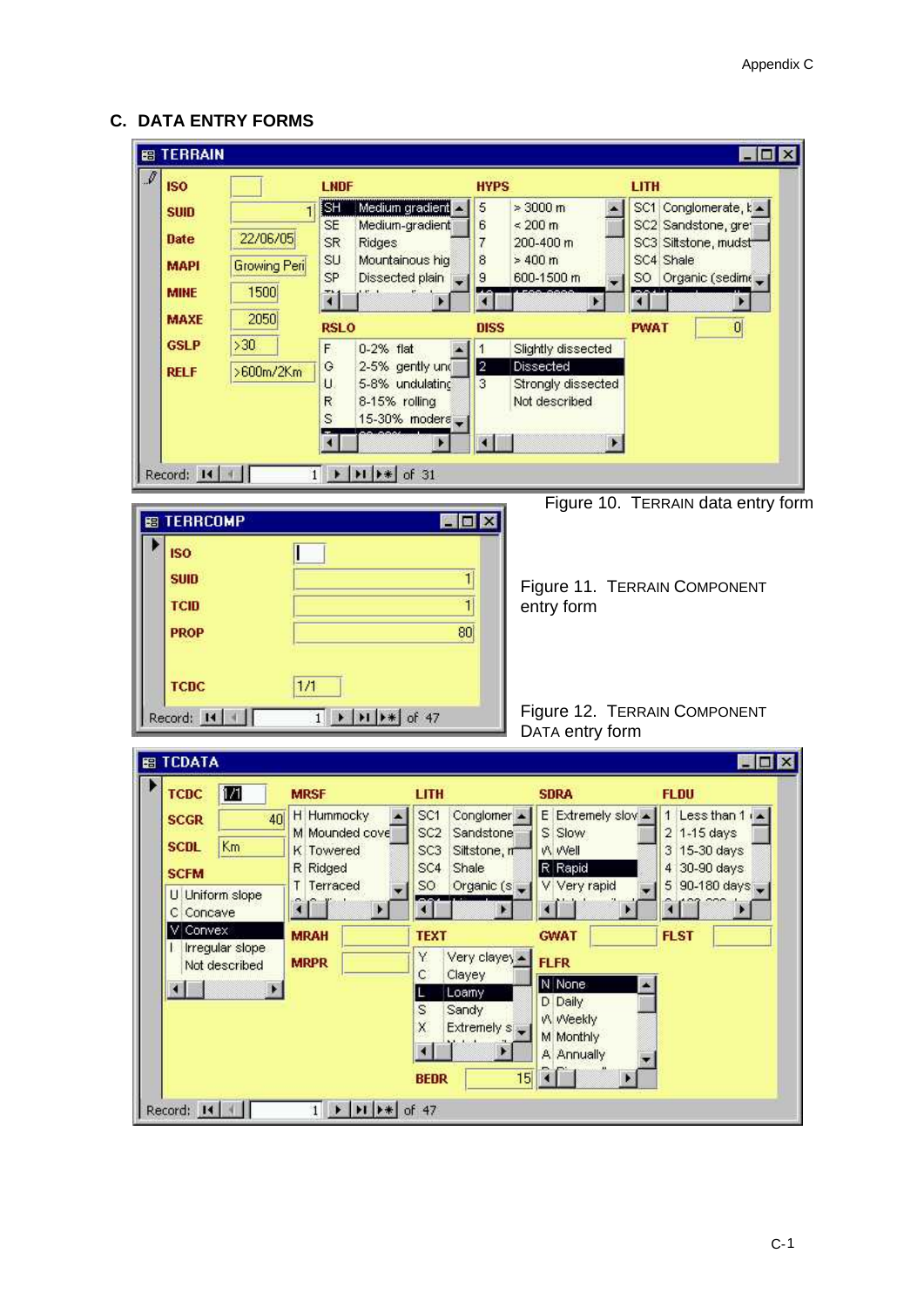## C. DATA ENTRY FORMS

**TERRAIN**

| Field | Value |
|---|---|
| ISO | |
| SUID | 1 |
| Date | 22/06/05 |
| MAPI | Growing Peri |
| MINE | 1500 |
| MAXE | 2050 |
| GSLP | >30 |
| RELF | >600m/2Km |
| PWAT | 0 |

LNDF:

| Code | Description |
|---|---|
| SH | Medium gradient |
| SE | Medium-gradient |
| SR | Ridges |
| SU | Mountainous hig |
| SP | Dissected plain |

HYPS:

| Code | Description |
|---|---|
| 5 | > 3000 m |
| 6 | < 200 m |
| 7 | 200-400 m |
| 8 | > 400 m |
| 9 | 600-1500 m |

LITH:

| Code | Description |
|---|---|
| SC1 | Conglomerate, k |
| SC2 | Sandstone, gre |
| SC3 | Siltstone, mudst |
| SC4 | Shale |
| SO | Organic (sedime |

RSLO:

| Code | Description |
|---|---|
| F | 0-2% flat |
| G | 2-5% gently unc |
| U | 5-8% undulating |
| R | 8-15% rolling |
| S | 15-30% modera |

DISS:

| Code | Description |
|---|---|
| 1 | Slightly dissected |
| 2 | Dissected |
| 3 | Strongly dissected |
| | Not described |

Record: 1 of 31

Figure 10. TERRAIN data entry form

**TERRCOMP**

| Field | Value |
|---|---|
| ISO | |
| SUID | 1 |
| TCID | 1 |
| PROP | 80 |
| TCDC | 1/1 |

Record: 1 of 47

Figure 11. TERRAIN COMPONENT entry form

Figure 12. TERRAIN COMPONENT DATA entry form

**TCDATA**

| Field | Value |
|---|---|
| TCDC | 1/1 |
| SCGR | 40 |
| SCDL | Km |
| MRAH | |
| MRPR | |
| GWAT | |
| FLST | |
| BEDR | 15 |

SCFM:

| Code | Description |
|---|---|
| U | Uniform slope |
| C | Concave |
| V | Convex |
| I | Irregular slope |
| | Not described |

MRSF:

| Code | Description |
|---|---|
| H | Hummocky |
| M | Mounded cove |
| K | Towered |
| R | Ridged |
| T | Terraced |

LITH:

| Code | Description |
|---|---|
| SC1 | Conglomer |
| SC2 | Sandstone |
| SC3 | Siltstone, m |
| SC4 | Shale |
| SO | Organic (s |

TEXT:

| Code | Description |
|---|---|
| Y | Very clayey |
| C | Clayey |
| L | Loamy |
| S | Sandy |
| X | Extremely s |

SDRA:

| Code | Description |
|---|---|
| E | Extremely slov |
| S | Slow |
| W | Well |
| R | Rapid |
| V | Very rapid |

FLFR:

| Code | Description |
|---|---|
| N | None |
| D | Daily |
| W | Weekly |
| M | Monthly |
| A | Annually |

FLDU:

| Code | Description |
|---|---|
| 1 | Less than 1 |
| 2 | 1-15 days |
| 3 | 15-30 days |
| 4 | 30-90 days |
| 5 | 90-180 days |

Record: 1 of 47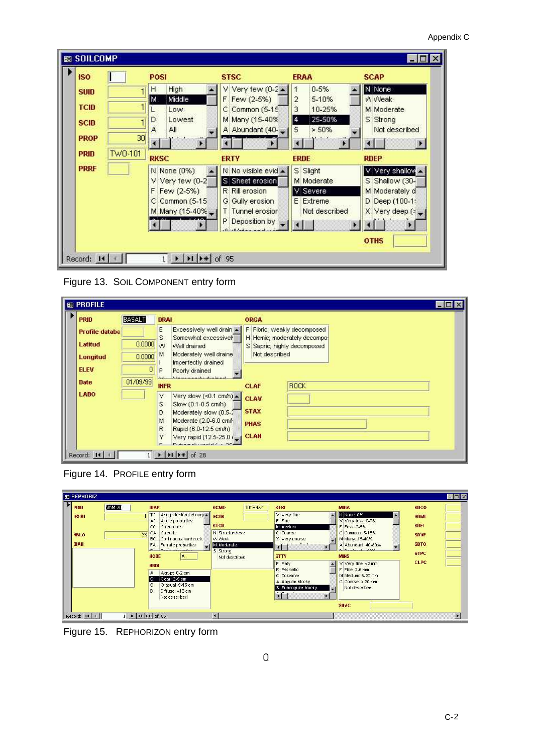Figure 13. SOIL COMPONENT entry form

Figure 14. PROFILE entry form

Figure 15. REPHORIZON entry form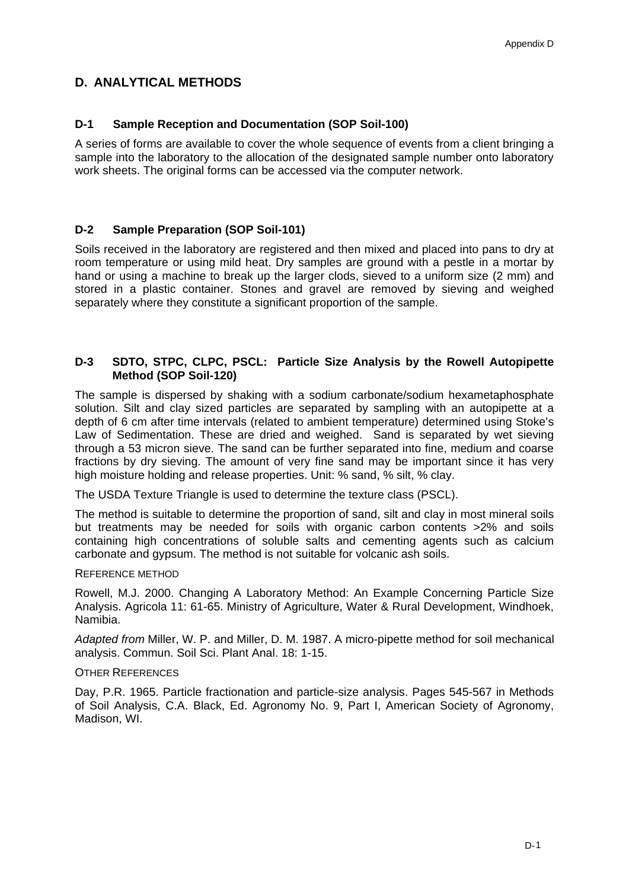# D. ANALYTICAL METHODS

## D-1 Sample Reception and Documentation (SOP Soil-100)

A series of forms are available to cover the whole sequence of events from a client bringing a sample into the laboratory to the allocation of the designated sample number onto laboratory work sheets. The original forms can be accessed via the computer network.

## D-2 Sample Preparation (SOP Soil-101)

Soils received in the laboratory are registered and then mixed and placed into pans to dry at room temperature or using mild heat. Dry samples are ground with a pestle in a mortar by hand or using a machine to break up the larger clods, sieved to a uniform size (2 mm) and stored in a plastic container. Stones and gravel are removed by sieving and weighed separately where they constitute a significant proportion of the sample.

## D-3 SDTO, STPC, CLPC, PSCL: Particle Size Analysis by the Rowell Autopipette Method (SOP Soil-120)

The sample is dispersed by shaking with a sodium carbonate/sodium hexametaphosphate solution. Silt and clay sized particles are separated by sampling with an autopipette at a depth of 6 cm after time intervals (related to ambient temperature) determined using Stoke's Law of Sedimentation. These are dried and weighed. Sand is separated by wet sieving through a 53 micron sieve. The sand can be further separated into fine, medium and coarse fractions by dry sieving. The amount of very fine sand may be important since it has very high moisture holding and release properties. Unit: % sand, % silt, % clay.

The USDA Texture Triangle is used to determine the texture class (PSCL).

The method is suitable to determine the proportion of sand, silt and clay in most mineral soils but treatments may be needed for soils with organic carbon contents >2% and soils containing high concentrations of soluble salts and cementing agents such as calcium carbonate and gypsum. The method is not suitable for volcanic ash soils.

REFERENCE METHOD

Rowell, M.J. 2000. Changing A Laboratory Method: An Example Concerning Particle Size Analysis. Agricola 11: 61-65. Ministry of Agriculture, Water & Rural Development, Windhoek, Namibia.

*Adapted from* Miller, W. P. and Miller, D. M. 1987. A micro-pipette method for soil mechanical analysis. Commun. Soil Sci. Plant Anal. 18: 1-15.

OTHER REFERENCES

Day, P.R. 1965. Particle fractionation and particle-size analysis. Pages 545-567 in Methods of Soil Analysis, C.A. Black, Ed. Agronomy No. 9, Part I, American Society of Agronomy, Madison, WI.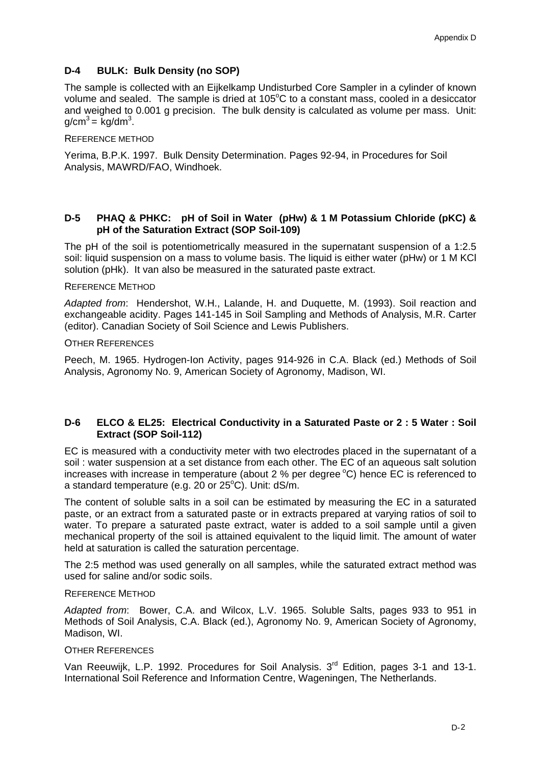### D-4 BULK: Bulk Density (no SOP)

The sample is collected with an Eijkelkamp Undisturbed Core Sampler in a cylinder of known volume and sealed. The sample is dried at 105°C to a constant mass, cooled in a desiccator and weighed to 0.001 g precision. The bulk density is calculated as volume per mass. Unit: $g/cm^3 = kg/dm^3$.

REFERENCE METHOD

Yerima, B.P.K. 1997. Bulk Density Determination. Pages 92-94, in Procedures for Soil Analysis, MAWRD/FAO, Windhoek.

### D-5 PHAQ & PHKC: pH of Soil in Water (pHw) & 1 M Potassium Chloride (pKC) & pH of the Saturation Extract (SOP Soil-109)

The pH of the soil is potentiometrically measured in the supernatant suspension of a 1:2.5 soil: liquid suspension on a mass to volume basis. The liquid is either water (pHw) or 1 M KCl solution (pHk). It van also be measured in the saturated paste extract.

REFERENCE METHOD

*Adapted from*: Hendershot, W.H., Lalande, H. and Duquette, M. (1993). Soil reaction and exchangeable acidity. Pages 141-145 in Soil Sampling and Methods of Analysis, M.R. Carter (editor). Canadian Society of Soil Science and Lewis Publishers.

OTHER REFERENCES

Peech, M. 1965. Hydrogen-Ion Activity, pages 914-926 in C.A. Black (ed.) Methods of Soil Analysis, Agronomy No. 9, American Society of Agronomy, Madison, WI.

### D-6 ELCO & EL25: Electrical Conductivity in a Saturated Paste or 2 : 5 Water : Soil Extract (SOP Soil-112)

EC is measured with a conductivity meter with two electrodes placed in the supernatant of a soil : water suspension at a set distance from each other. The EC of an aqueous salt solution increases with increase in temperature (about 2 % per degree °C) hence EC is referenced to a standard temperature (e.g. 20 or 25°C). Unit: dS/m.

The content of soluble salts in a soil can be estimated by measuring the EC in a saturated paste, or an extract from a saturated paste or in extracts prepared at varying ratios of soil to water. To prepare a saturated paste extract, water is added to a soil sample until a given mechanical property of the soil is attained equivalent to the liquid limit. The amount of water held at saturation is called the saturation percentage.

The 2:5 method was used generally on all samples, while the saturated extract method was used for saline and/or sodic soils.

REFERENCE METHOD

*Adapted from*: Bower, C.A. and Wilcox, L.V. 1965. Soluble Salts, pages 933 to 951 in Methods of Soil Analysis, C.A. Black (ed.), Agronomy No. 9, American Society of Agronomy, Madison, WI.

OTHER REFERENCES

Van Reeuwijk, L.P. 1992. Procedures for Soil Analysis. 3rd Edition, pages 3-1 and 13-1. International Soil Reference and Information Centre, Wageningen, The Netherlands.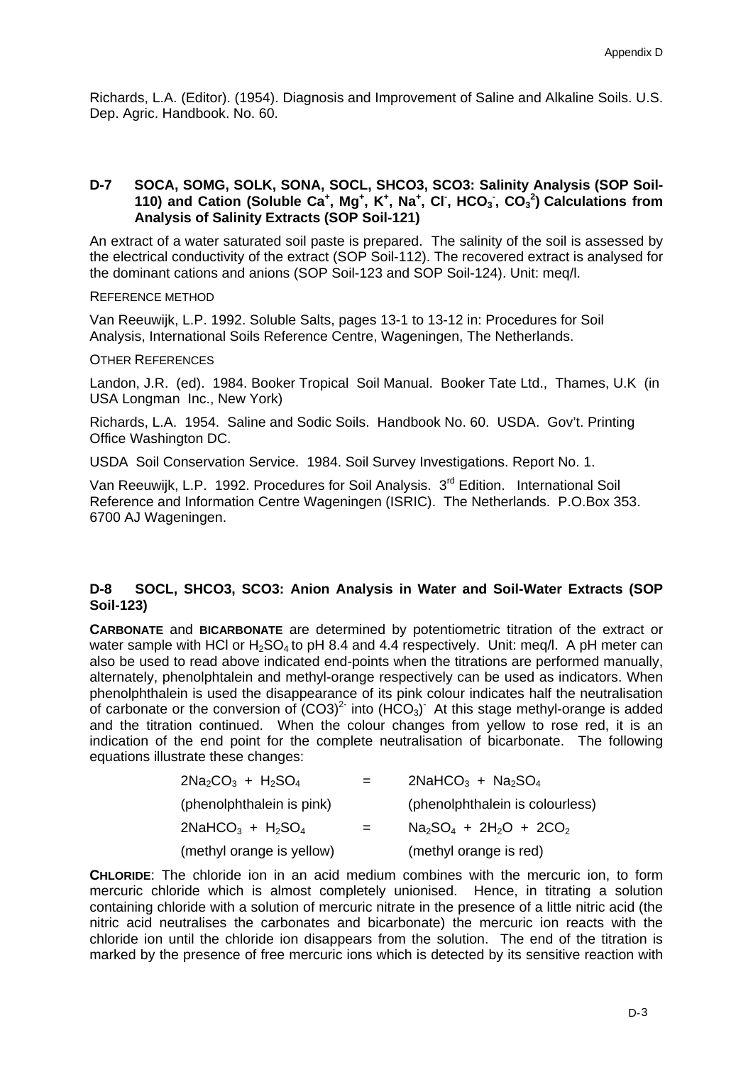Richards, L.A. (Editor). (1954). Diagnosis and Improvement of Saline and Alkaline Soils. U.S. Dep. Agric. Handbook. No. 60.

## D-7 SOCA, SOMG, SOLK, SONA, SOCL, SHCO3, SCO3: Salinity Analysis (SOP Soil-110) and Cation (Soluble $Ca^+$, $Mg^+$, $K^+$, $Na^+$, $Cl^-$, $HCO_3^-$, $CO_3^2$) Calculations from Analysis of Salinity Extracts (SOP Soil-121)

An extract of a water saturated soil paste is prepared. The salinity of the soil is assessed by the electrical conductivity of the extract (SOP Soil-112). The recovered extract is analysed for the dominant cations and anions (SOP Soil-123 and SOP Soil-124). Unit: meq/l.

REFERENCE METHOD

Van Reeuwijk, L.P. 1992. Soluble Salts, pages 13-1 to 13-12 in: Procedures for Soil Analysis, International Soils Reference Centre, Wageningen, The Netherlands.

OTHER REFERENCES

Landon, J.R. (ed). 1984. Booker Tropical Soil Manual. Booker Tate Ltd., Thames, U.K (in USA Longman Inc., New York)

Richards, L.A. 1954. Saline and Sodic Soils. Handbook No. 60. USDA. Gov't. Printing Office Washington DC.

USDA Soil Conservation Service. 1984. Soil Survey Investigations. Report No. 1.

Van Reeuwijk, L.P. 1992. Procedures for Soil Analysis. 3rd Edition. International Soil Reference and Information Centre Wageningen (ISRIC). The Netherlands. P.O.Box 353. 6700 AJ Wageningen.

## D-8 SOCL, SHCO3, SCO3: Anion Analysis in Water and Soil-Water Extracts (SOP Soil-123)

**CARBONATE** and **BICARBONATE** are determined by potentiometric titration of the extract or water sample with HCl or $H_2SO_4$ to pH 8.4 and 4.4 respectively. Unit: meq/l. A pH meter can also be used to read above indicated end-points when the titrations are performed manually, alternately, phenolphtalein and methyl-orange respectively can be used as indicators. When phenolphthalein is used the disappearance of its pink colour indicates half the neutralisation of carbonate or the conversion of $(CO3)^{2-}$ into $(HCO_3)^-$ At this stage methyl-orange is added and the titration continued. When the colour changes from yellow to rose red, it is an indication of the end point for the complete neutralisation of bicarbonate. The following equations illustrate these changes:

$$2Na_2CO_3 + H_2SO_4 = 2NaHCO_3 + Na_2SO_4$$

(phenolphthalein is pink) (phenolphthalein is colourless)

$$2NaHCO_3 + H_2SO_4 = Na_2SO_4 + 2H_2O + 2CO_2$$

(methyl orange is yellow) (methyl orange is red)

**CHLORIDE**: The chloride ion in an acid medium combines with the mercuric ion, to form mercuric chloride which is almost completely unionised. Hence, in titrating a solution containing chloride with a solution of mercuric nitrate in the presence of a little nitric acid (the nitric acid neutralises the carbonates and bicarbonate) the mercuric ion reacts with the chloride ion until the chloride ion disappears from the solution. The end of the titration is marked by the presence of free mercuric ions which is detected by its sensitive reaction with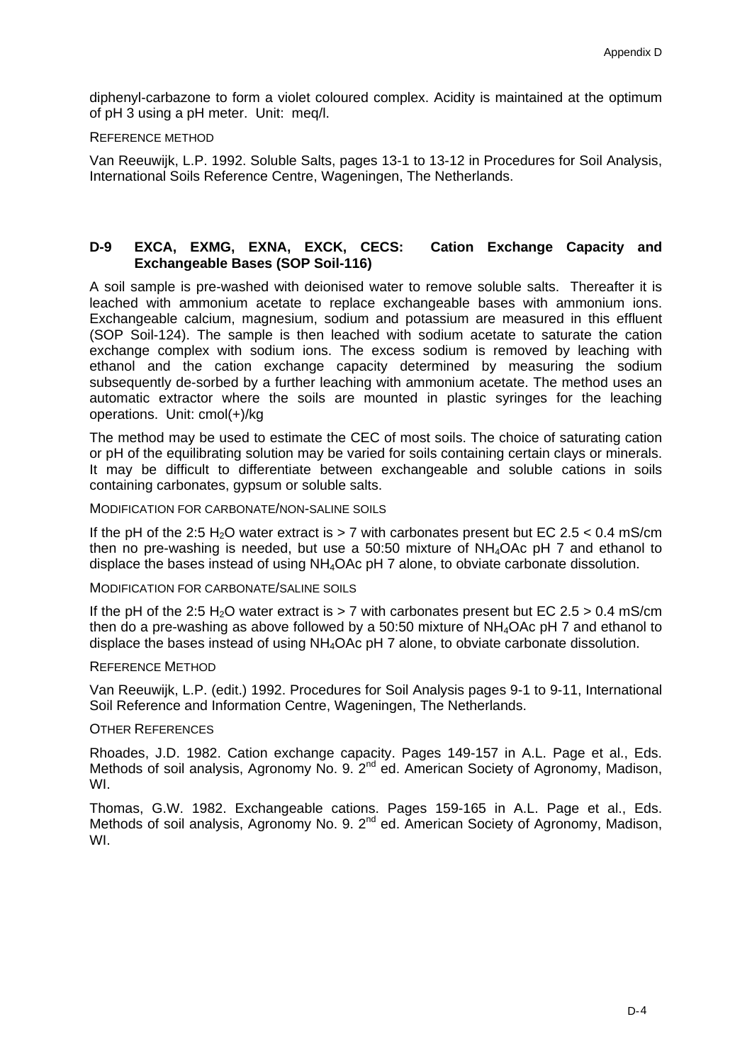diphenyl-carbazone to form a violet coloured complex. Acidity is maintained at the optimum of pH 3 using a pH meter. Unit: meq/l.

REFERENCE METHOD

Van Reeuwijk, L.P. 1992. Soluble Salts, pages 13-1 to 13-12 in Procedures for Soil Analysis, International Soils Reference Centre, Wageningen, The Netherlands.

### D-9 EXCA, EXMG, EXNA, EXCK, CECS: Cation Exchange Capacity and Exchangeable Bases (SOP Soil-116)

A soil sample is pre-washed with deionised water to remove soluble salts. Thereafter it is leached with ammonium acetate to replace exchangeable bases with ammonium ions. Exchangeable calcium, magnesium, sodium and potassium are measured in this effluent (SOP Soil-124). The sample is then leached with sodium acetate to saturate the cation exchange complex with sodium ions. The excess sodium is removed by leaching with ethanol and the cation exchange capacity determined by measuring the sodium subsequently de-sorbed by a further leaching with ammonium acetate. The method uses an automatic extractor where the soils are mounted in plastic syringes for the leaching operations. Unit: cmol(+)/kg

The method may be used to estimate the CEC of most soils. The choice of saturating cation or pH of the equilibrating solution may be varied for soils containing certain clays or minerals. It may be difficult to differentiate between exchangeable and soluble cations in soils containing carbonates, gypsum or soluble salts.

MODIFICATION FOR CARBONATE/NON-SALINE SOILS

If the pH of the 2:5 $H_2O$ water extract is > 7 with carbonates present but EC 2.5 < 0.4 mS/cm then no pre-washing is needed, but use a 50:50 mixture of $NH_4OAc$ pH 7 and ethanol to displace the bases instead of using $NH_4OAc$ pH 7 alone, to obviate carbonate dissolution.

MODIFICATION FOR CARBONATE/SALINE SOILS

If the pH of the 2:5 $H_2O$ water extract is > 7 with carbonates present but EC 2.5 > 0.4 mS/cm then do a pre-washing as above followed by a 50:50 mixture of $NH_4OAc$ pH 7 and ethanol to displace the bases instead of using $NH_4OAc$ pH 7 alone, to obviate carbonate dissolution.

REFERENCE METHOD

Van Reeuwijk, L.P. (edit.) 1992. Procedures for Soil Analysis pages 9-1 to 9-11, International Soil Reference and Information Centre, Wageningen, The Netherlands.

OTHER REFERENCES

Rhoades, J.D. 1982. Cation exchange capacity. Pages 149-157 in A.L. Page et al., Eds. Methods of soil analysis, Agronomy No. 9. 2nd ed. American Society of Agronomy, Madison, WI.

Thomas, G.W. 1982. Exchangeable cations. Pages 159-165 in A.L. Page et al., Eds. Methods of soil analysis, Agronomy No. 9. 2nd ed. American Society of Agronomy, Madison, WI.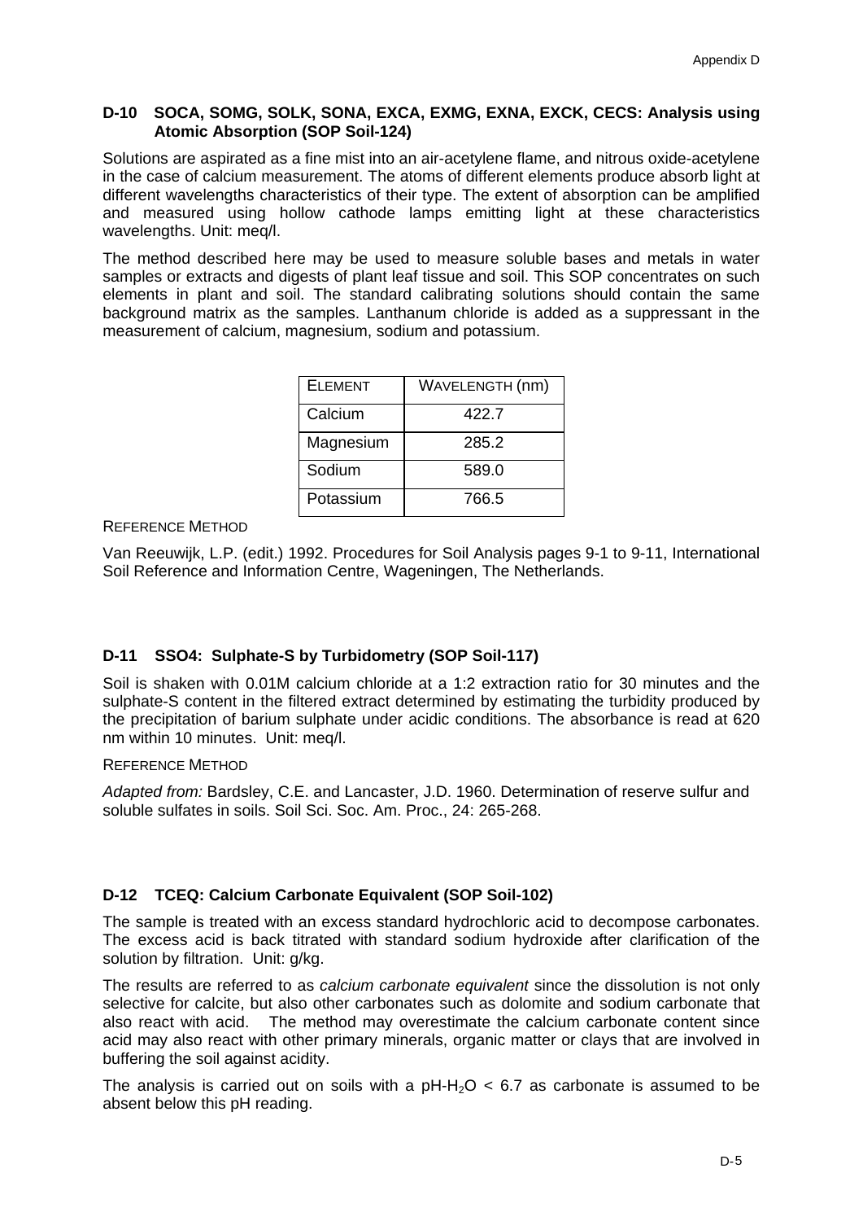### D-10 SOCA, SOMG, SOLK, SONA, EXCA, EXMG, EXNA, EXCK, CECS: Analysis using Atomic Absorption (SOP Soil-124)

Solutions are aspirated as a fine mist into an air-acetylene flame, and nitrous oxide-acetylene in the case of calcium measurement. The atoms of different elements produce absorb light at different wavelengths characteristics of their type. The extent of absorption can be amplified and measured using hollow cathode lamps emitting light at these characteristics wavelengths. Unit: meq/l.

The method described here may be used to measure soluble bases and metals in water samples or extracts and digests of plant leaf tissue and soil. This SOP concentrates on such elements in plant and soil. The standard calibrating solutions should contain the same background matrix as the samples. Lanthanum chloride is added as a suppressant in the measurement of calcium, magnesium, sodium and potassium.

| ELEMENT | WAVELENGTH (nm) |
|---|---|
| Calcium | 422.7 |
| Magnesium | 285.2 |
| Sodium | 589.0 |
| Potassium | 766.5 |

REFERENCE METHOD

Van Reeuwijk, L.P. (edit.) 1992. Procedures for Soil Analysis pages 9-1 to 9-11, International Soil Reference and Information Centre, Wageningen, The Netherlands.

### D-11 SSO4: Sulphate-S by Turbidometry (SOP Soil-117)

Soil is shaken with 0.01M calcium chloride at a 1:2 extraction ratio for 30 minutes and the sulphate-S content in the filtered extract determined by estimating the turbidity produced by the precipitation of barium sulphate under acidic conditions. The absorbance is read at 620 nm within 10 minutes. Unit: meq/l.

REFERENCE METHOD

*Adapted from:* Bardsley, C.E. and Lancaster, J.D. 1960. Determination of reserve sulfur and soluble sulfates in soils. Soil Sci. Soc. Am. Proc., 24: 265-268.

### D-12 TCEQ: Calcium Carbonate Equivalent (SOP Soil-102)

The sample is treated with an excess standard hydrochloric acid to decompose carbonates. The excess acid is back titrated with standard sodium hydroxide after clarification of the solution by filtration. Unit: g/kg.

The results are referred to as *calcium carbonate equivalent* since the dissolution is not only selective for calcite, but also other carbonates such as dolomite and sodium carbonate that also react with acid. The method may overestimate the calcium carbonate content since acid may also react with other primary minerals, organic matter or clays that are involved in buffering the soil against acidity.

The analysis is carried out on soils with a pH-$H_2O$ < 6.7 as carbonate is assumed to be absent below this pH reading.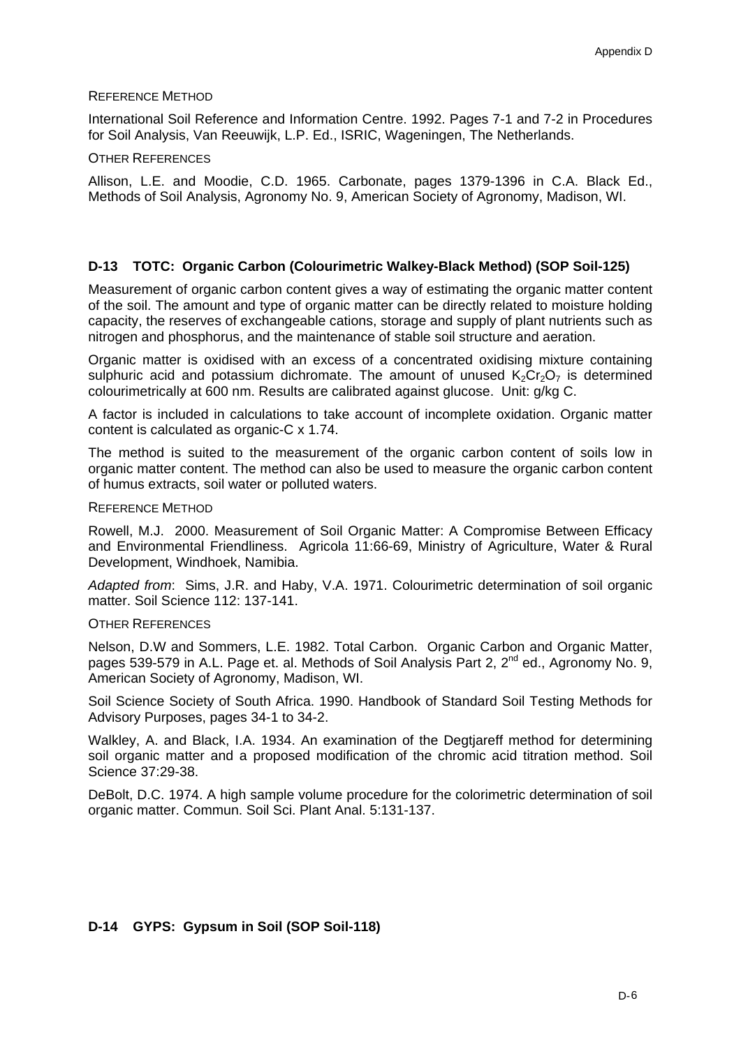REFERENCE METHOD

International Soil Reference and Information Centre. 1992. Pages 7-1 and 7-2 in Procedures for Soil Analysis, Van Reeuwijk, L.P. Ed., ISRIC, Wageningen, The Netherlands.

OTHER REFERENCES

Allison, L.E. and Moodie, C.D. 1965. Carbonate, pages 1379-1396 in C.A. Black Ed., Methods of Soil Analysis, Agronomy No. 9, American Society of Agronomy, Madison, WI.

## D-13 TOTC: Organic Carbon (Colourimetric Walkey-Black Method) (SOP Soil-125)

Measurement of organic carbon content gives a way of estimating the organic matter content of the soil. The amount and type of organic matter can be directly related to moisture holding capacity, the reserves of exchangeable cations, storage and supply of plant nutrients such as nitrogen and phosphorus, and the maintenance of stable soil structure and aeration.

Organic matter is oxidised with an excess of a concentrated oxidising mixture containing sulphuric acid and potassium dichromate. The amount of unused $K_2Cr_2O_7$ is determined colourimetrically at 600 nm. Results are calibrated against glucose. Unit: g/kg C.

A factor is included in calculations to take account of incomplete oxidation. Organic matter content is calculated as organic-C x 1.74.

The method is suited to the measurement of the organic carbon content of soils low in organic matter content. The method can also be used to measure the organic carbon content of humus extracts, soil water or polluted waters.

REFERENCE METHOD

Rowell, M.J. 2000. Measurement of Soil Organic Matter: A Compromise Between Efficacy and Environmental Friendliness. Agricola 11:66-69, Ministry of Agriculture, Water & Rural Development, Windhoek, Namibia.

*Adapted from*: Sims, J.R. and Haby, V.A. 1971. Colourimetric determination of soil organic matter. Soil Science 112: 137-141.

OTHER REFERENCES

Nelson, D.W and Sommers, L.E. 1982. Total Carbon. Organic Carbon and Organic Matter, pages 539-579 in A.L. Page et. al. Methods of Soil Analysis Part 2, 2nd ed., Agronomy No. 9, American Society of Agronomy, Madison, WI.

Soil Science Society of South Africa. 1990. Handbook of Standard Soil Testing Methods for Advisory Purposes, pages 34-1 to 34-2.

Walkley, A. and Black, I.A. 1934. An examination of the Degtjareff method for determining soil organic matter and a proposed modification of the chromic acid titration method. Soil Science 37:29-38.

DeBolt, D.C. 1974. A high sample volume procedure for the colorimetric determination of soil organic matter. Commun. Soil Sci. Plant Anal. 5:131-137.

## D-14 GYPS: Gypsum in Soil (SOP Soil-118)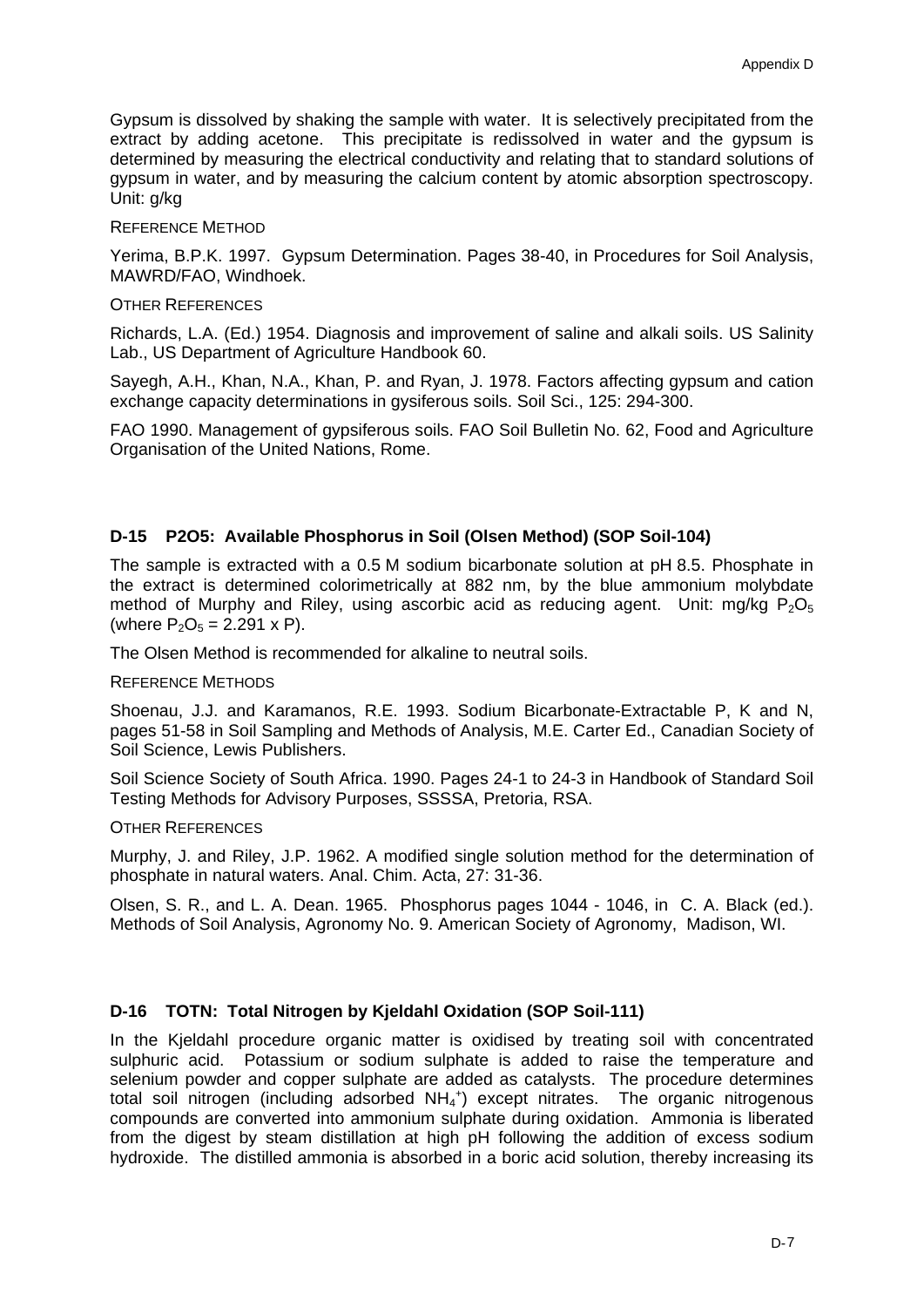Gypsum is dissolved by shaking the sample with water. It is selectively precipitated from the extract by adding acetone. This precipitate is redissolved in water and the gypsum is determined by measuring the electrical conductivity and relating that to standard solutions of gypsum in water, and by measuring the calcium content by atomic absorption spectroscopy. Unit: g/kg

REFERENCE METHOD

Yerima, B.P.K. 1997. Gypsum Determination. Pages 38-40, in Procedures for Soil Analysis, MAWRD/FAO, Windhoek.

OTHER REFERENCES

Richards, L.A. (Ed.) 1954. Diagnosis and improvement of saline and alkali soils. US Salinity Lab., US Department of Agriculture Handbook 60.

Sayegh, A.H., Khan, N.A., Khan, P. and Ryan, J. 1978. Factors affecting gypsum and cation exchange capacity determinations in gysiferous soils. Soil Sci., 125: 294-300.

FAO 1990. Management of gypsiferous soils. FAO Soil Bulletin No. 62, Food and Agriculture Organisation of the United Nations, Rome.

### D-15 P2O5: Available Phosphorus in Soil (Olsen Method) (SOP Soil-104)

The sample is extracted with a 0.5 M sodium bicarbonate solution at pH 8.5. Phosphate in the extract is determined colorimetrically at 882 nm, by the blue ammonium molybdate method of Murphy and Riley, using ascorbic acid as reducing agent. Unit: mg/kg $P_2O_5$ (where $P_2O_5 = 2.291 \times P$).

The Olsen Method is recommended for alkaline to neutral soils.

REFERENCE METHODS

Shoenau, J.J. and Karamanos, R.E. 1993. Sodium Bicarbonate-Extractable P, K and N, pages 51-58 in Soil Sampling and Methods of Analysis, M.E. Carter Ed., Canadian Society of Soil Science, Lewis Publishers.

Soil Science Society of South Africa. 1990. Pages 24-1 to 24-3 in Handbook of Standard Soil Testing Methods for Advisory Purposes, SSSSA, Pretoria, RSA.

OTHER REFERENCES

Murphy, J. and Riley, J.P. 1962. A modified single solution method for the determination of phosphate in natural waters. Anal. Chim. Acta, 27: 31-36.

Olsen, S. R., and L. A. Dean. 1965. Phosphorus pages 1044 - 1046, in C. A. Black (ed.). Methods of Soil Analysis, Agronomy No. 9. American Society of Agronomy, Madison, WI.

### D-16 TOTN: Total Nitrogen by Kjeldahl Oxidation (SOP Soil-111)

In the Kjeldahl procedure organic matter is oxidised by treating soil with concentrated sulphuric acid. Potassium or sodium sulphate is added to raise the temperature and selenium powder and copper sulphate are added as catalysts. The procedure determines total soil nitrogen (including adsorbed $NH_4^+$) except nitrates. The organic nitrogenous compounds are converted into ammonium sulphate during oxidation. Ammonia is liberated from the digest by steam distillation at high pH following the addition of excess sodium hydroxide. The distilled ammonia is absorbed in a boric acid solution, thereby increasing its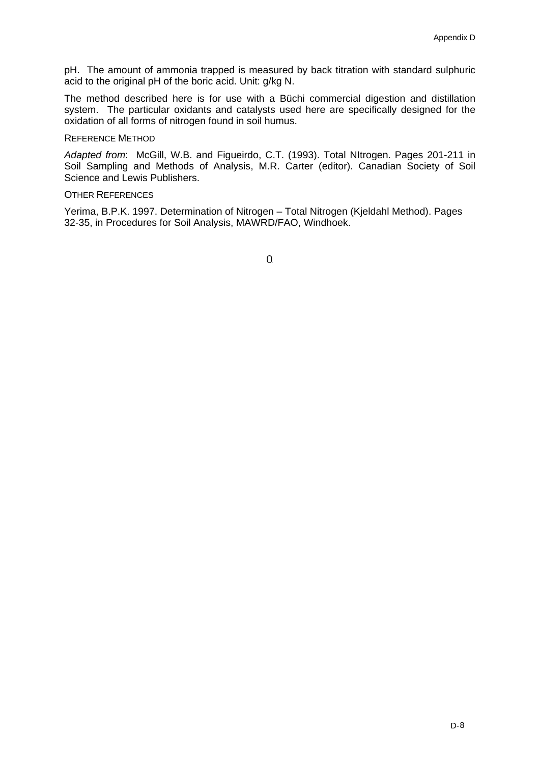pH. The amount of ammonia trapped is measured by back titration with standard sulphuric acid to the original pH of the boric acid. Unit: g/kg N.

The method described here is for use with a Büchi commercial digestion and distillation system. The particular oxidants and catalysts used here are specifically designed for the oxidation of all forms of nitrogen found in soil humus.

### Reference Method

*Adapted from*: McGill, W.B. and Figueirdo, C.T. (1993). Total NItrogen. Pages 201-211 in Soil Sampling and Methods of Analysis, M.R. Carter (editor). Canadian Society of Soil Science and Lewis Publishers.

### Other References

Yerima, B.P.K. 1997. Determination of Nitrogen – Total Nitrogen (Kjeldahl Method). Pages 32-35, in Procedures for Soil Analysis, MAWRD/FAO, Windhoek.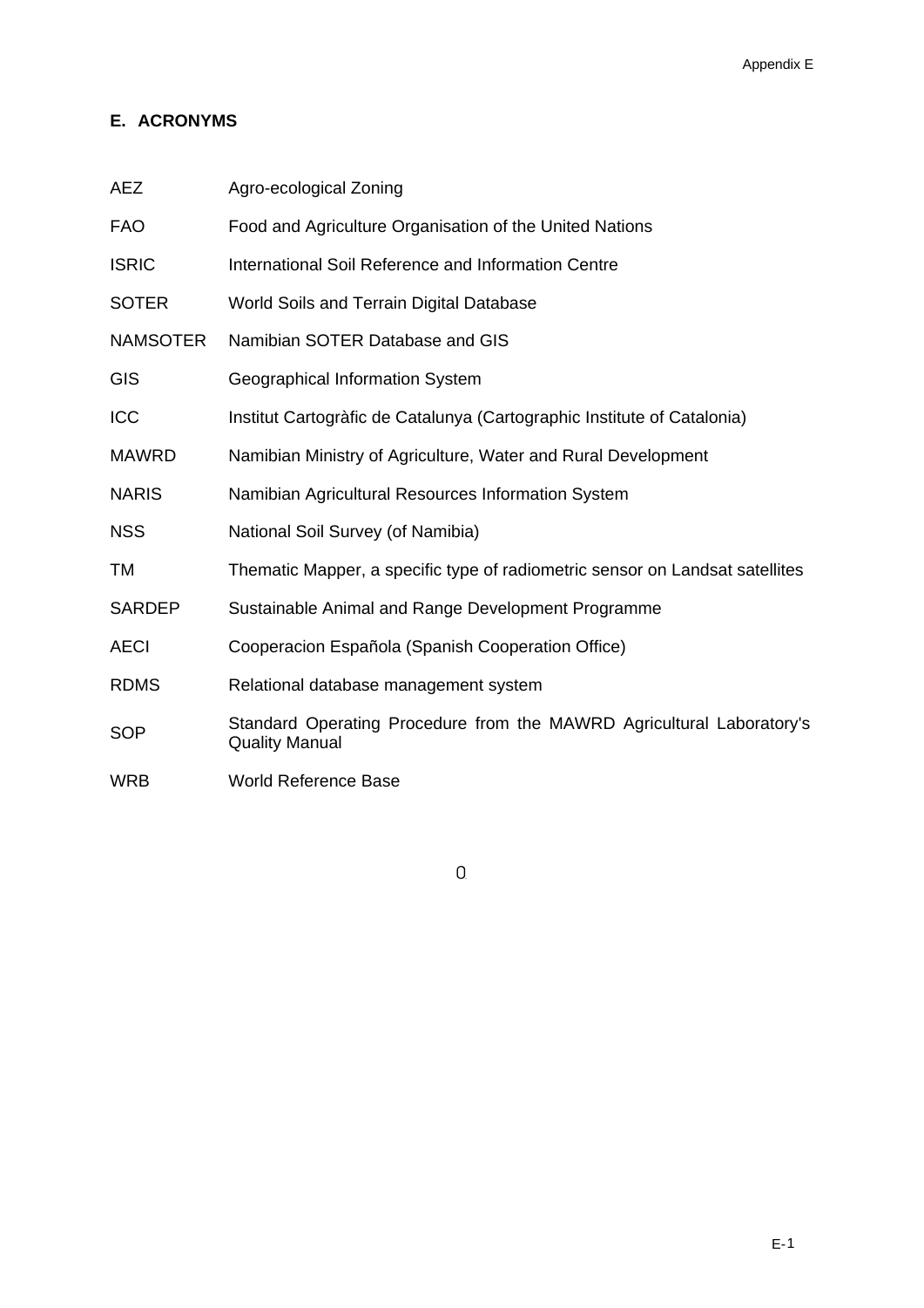## E. ACRONYMS

| | |
|---|---|
| AEZ | Agro-ecological Zoning |
| FAO | Food and Agriculture Organisation of the United Nations |
| ISRIC | International Soil Reference and Information Centre |
| SOTER | World Soils and Terrain Digital Database |
| NAMSOTER | Namibian SOTER Database and GIS |
| GIS | Geographical Information System |
| ICC | Institut Cartogràfic de Catalunya (Cartographic Institute of Catalonia) |
| MAWRD | Namibian Ministry of Agriculture, Water and Rural Development |
| NARIS | Namibian Agricultural Resources Information System |
| NSS | National Soil Survey (of Namibia) |
| TM | Thematic Mapper, a specific type of radiometric sensor on Landsat satellites |
| SARDEP | Sustainable Animal and Range Development Programme |
| AECI | Cooperacion Española (Spanish Cooperation Office) |
| RDMS | Relational database management system |
| SOP | Standard Operating Procedure from the MAWRD Agricultural Laboratory's Quality Manual |
| WRB | World Reference Base |

0